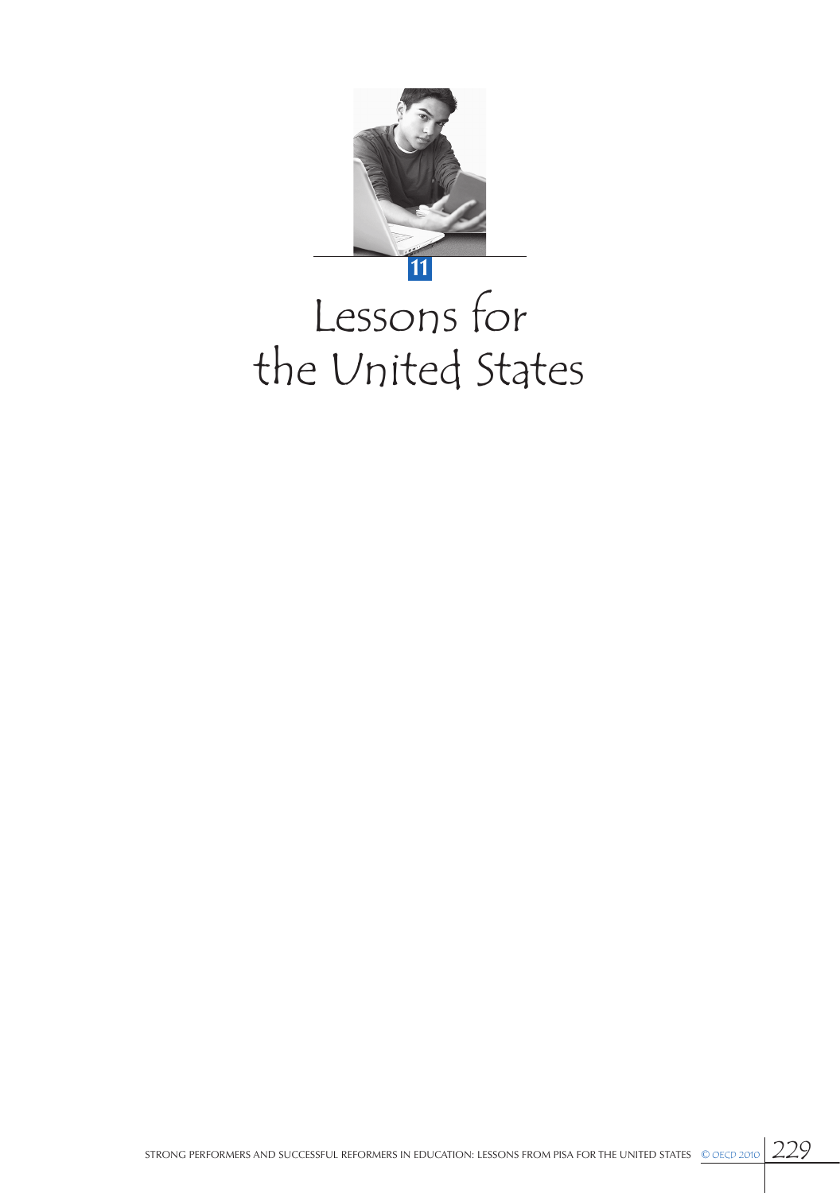# 11

# Lessons for the United States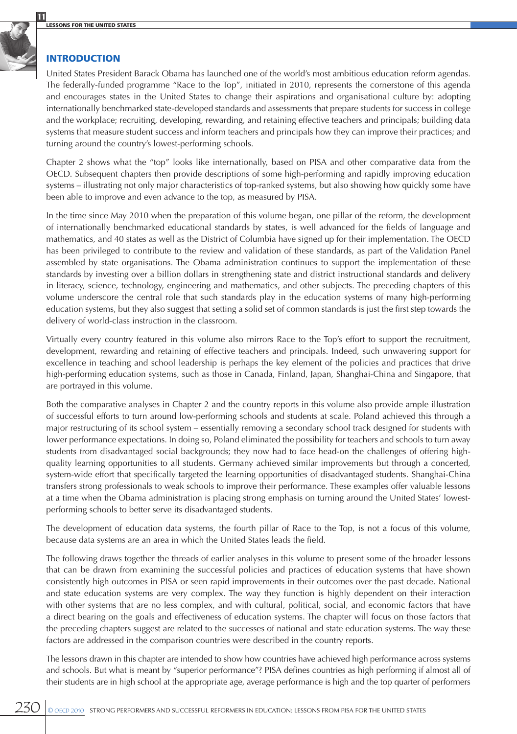## INTRODUCTION

United States President Barack Obama has launched one of the world's most ambitious education reform agendas. The federally-funded programme "Race to the Top", initiated in 2010, represents the cornerstone of this agenda and encourages states in the United States to change their aspirations and organisational culture by: adopting internationally benchmarked state-developed standards and assessments that prepare students for success in college and the workplace; recruiting, developing, rewarding, and retaining effective teachers and principals; building data systems that measure student success and inform teachers and principals how they can improve their practices; and turning around the country's lowest-performing schools.

Chapter 2 shows what the "top" looks like internationally, based on PISA and other comparative data from the OECD. Subsequent chapters then provide descriptions of some high-performing and rapidly improving education systems – illustrating not only major characteristics of top-ranked systems, but also showing how quickly some have been able to improve and even advance to the top, as measured by PISA.

In the time since May 2010 when the preparation of this volume began, one pillar of the reform, the development of internationally benchmarked educational standards by states, is well advanced for the fields of language and mathematics, and 40 states as well as the District of Columbia have signed up for their implementation. The OECD has been privileged to contribute to the review and validation of these standards, as part of the Validation Panel assembled by state organisations. The Obama administration continues to support the implementation of these standards by investing over a billion dollars in strengthening state and district instructional standards and delivery in literacy, science, technology, engineering and mathematics, and other subjects. The preceding chapters of this volume underscore the central role that such standards play in the education systems of many high-performing education systems, but they also suggest that setting a solid set of common standards is just the first step towards the delivery of world-class instruction in the classroom.

Virtually every country featured in this volume also mirrors Race to the Top's effort to support the recruitment, development, rewarding and retaining of effective teachers and principals. Indeed, such unwavering support for excellence in teaching and school leadership is perhaps the key element of the policies and practices that drive high-performing education systems, such as those in Canada, Finland, Japan, Shanghai-China and Singapore, that are portrayed in this volume.

Both the comparative analyses in Chapter 2 and the country reports in this volume also provide ample illustration of successful efforts to turn around low-performing schools and students at scale. Poland achieved this through a major restructuring of its school system – essentially removing a secondary school track designed for students with lower performance expectations. In doing so, Poland eliminated the possibility for teachers and schools to turn away students from disadvantaged social backgrounds; they now had to face head-on the challenges of offering high-quality learning opportunities to all students. Germany achieved similar improvements but through a concerted, system-wide effort that specifically targeted the learning opportunities of disadvantaged students. Shanghai-China transfers strong professionals to weak schools to improve their performance. These examples offer valuable lessons at a time when the Obama administration is placing strong emphasis on turning around the United States' lowest-performing schools to better serve its disadvantaged students.

The development of education data systems, the fourth pillar of Race to the Top, is not a focus of this volume, because data systems are an area in which the United States leads the field.

The following draws together the threads of earlier analyses in this volume to present some of the broader lessons that can be drawn from examining the successful policies and practices of education systems that have shown consistently high outcomes in PISA or seen rapid improvements in their outcomes over the past decade. National and state education systems are very complex. The way they function is highly dependent on their interaction with other systems that are no less complex, and with cultural, political, social, and economic factors that have a direct bearing on the goals and effectiveness of education systems. The chapter will focus on those factors that the preceding chapters suggest are related to the successes of national and state education systems. The way these factors are addressed in the comparison countries were described in the country reports.

The lessons drawn in this chapter are intended to show how countries have achieved high performance across systems and schools. But what is meant by "superior performance"? PISA defines countries as high performing if almost all of their students are in high school at the appropriate age, average performance is high and the top quarter of performers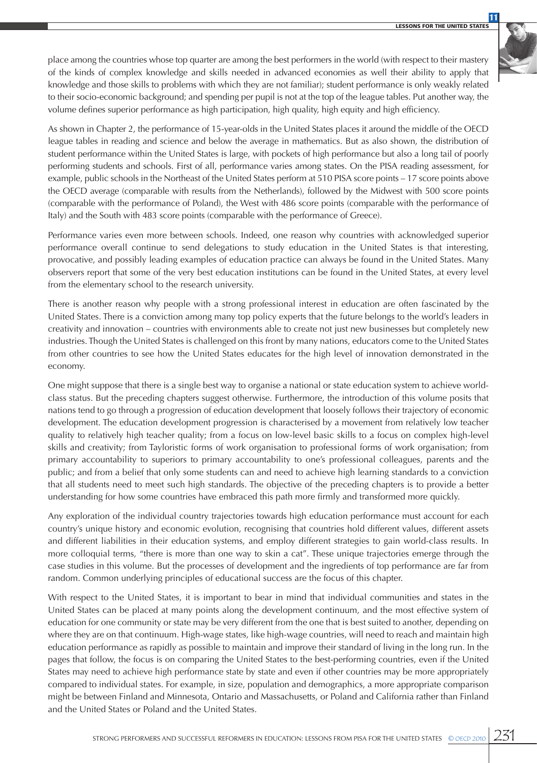place among the countries whose top quarter are among the best performers in the world (with respect to their mastery of the kinds of complex knowledge and skills needed in advanced economies as well their ability to apply that knowledge and those skills to problems with which they are not familiar); student performance is only weakly related to their socio-economic background; and spending per pupil is not at the top of the league tables. Put another way, the volume defines superior performance as high participation, high quality, high equity and high efficiency.

As shown in Chapter 2, the performance of 15-year-olds in the United States places it around the middle of the OECD league tables in reading and science and below the average in mathematics. But as also shown, the distribution of student performance within the United States is large, with pockets of high performance but also a long tail of poorly performing students and schools. First of all, performance varies among states. On the PISA reading assessment, for example, public schools in the Northeast of the United States perform at 510 PISA score points – 17 score points above the OECD average (comparable with results from the Netherlands), followed by the Midwest with 500 score points (comparable with the performance of Poland), the West with 486 score points (comparable with the performance of Italy) and the South with 483 score points (comparable with the performance of Greece).

Performance varies even more between schools. Indeed, one reason why countries with acknowledged superior performance overall continue to send delegations to study education in the United States is that interesting, provocative, and possibly leading examples of education practice can always be found in the United States. Many observers report that some of the very best education institutions can be found in the United States, at every level from the elementary school to the research university.

There is another reason why people with a strong professional interest in education are often fascinated by the United States. There is a conviction among many top policy experts that the future belongs to the world's leaders in creativity and innovation – countries with environments able to create not just new businesses but completely new industries. Though the United States is challenged on this front by many nations, educators come to the United States from other countries to see how the United States educates for the high level of innovation demonstrated in the economy.

One might suppose that there is a single best way to organise a national or state education system to achieve world-class status. But the preceding chapters suggest otherwise. Furthermore, the introduction of this volume posits that nations tend to go through a progression of education development that loosely follows their trajectory of economic development. The education development progression is characterised by a movement from relatively low teacher quality to relatively high teacher quality; from a focus on low-level basic skills to a focus on complex high-level skills and creativity; from Tayloristic forms of work organisation to professional forms of work organisation; from primary accountability to superiors to primary accountability to one's professional colleagues, parents and the public; and from a belief that only some students can and need to achieve high learning standards to a conviction that all students need to meet such high standards. The objective of the preceding chapters is to provide a better understanding for how some countries have embraced this path more firmly and transformed more quickly.

Any exploration of the individual country trajectories towards high education performance must account for each country's unique history and economic evolution, recognising that countries hold different values, different assets and different liabilities in their education systems, and employ different strategies to gain world-class results. In more colloquial terms, "there is more than one way to skin a cat". These unique trajectories emerge through the case studies in this volume. But the processes of development and the ingredients of top performance are far from random. Common underlying principles of educational success are the focus of this chapter.

With respect to the United States, it is important to bear in mind that individual communities and states in the United States can be placed at many points along the development continuum, and the most effective system of education for one community or state may be very different from the one that is best suited to another, depending on where they are on that continuum. High-wage states, like high-wage countries, will need to reach and maintain high education performance as rapidly as possible to maintain and improve their standard of living in the long run. In the pages that follow, the focus is on comparing the United States to the best-performing countries, even if the United States may need to achieve high performance state by state and even if other countries may be more appropriately compared to individual states. For example, in size, population and demographics, a more appropriate comparison might be between Finland and Minnesota, Ontario and Massachusetts, or Poland and California rather than Finland and the United States or Poland and the United States.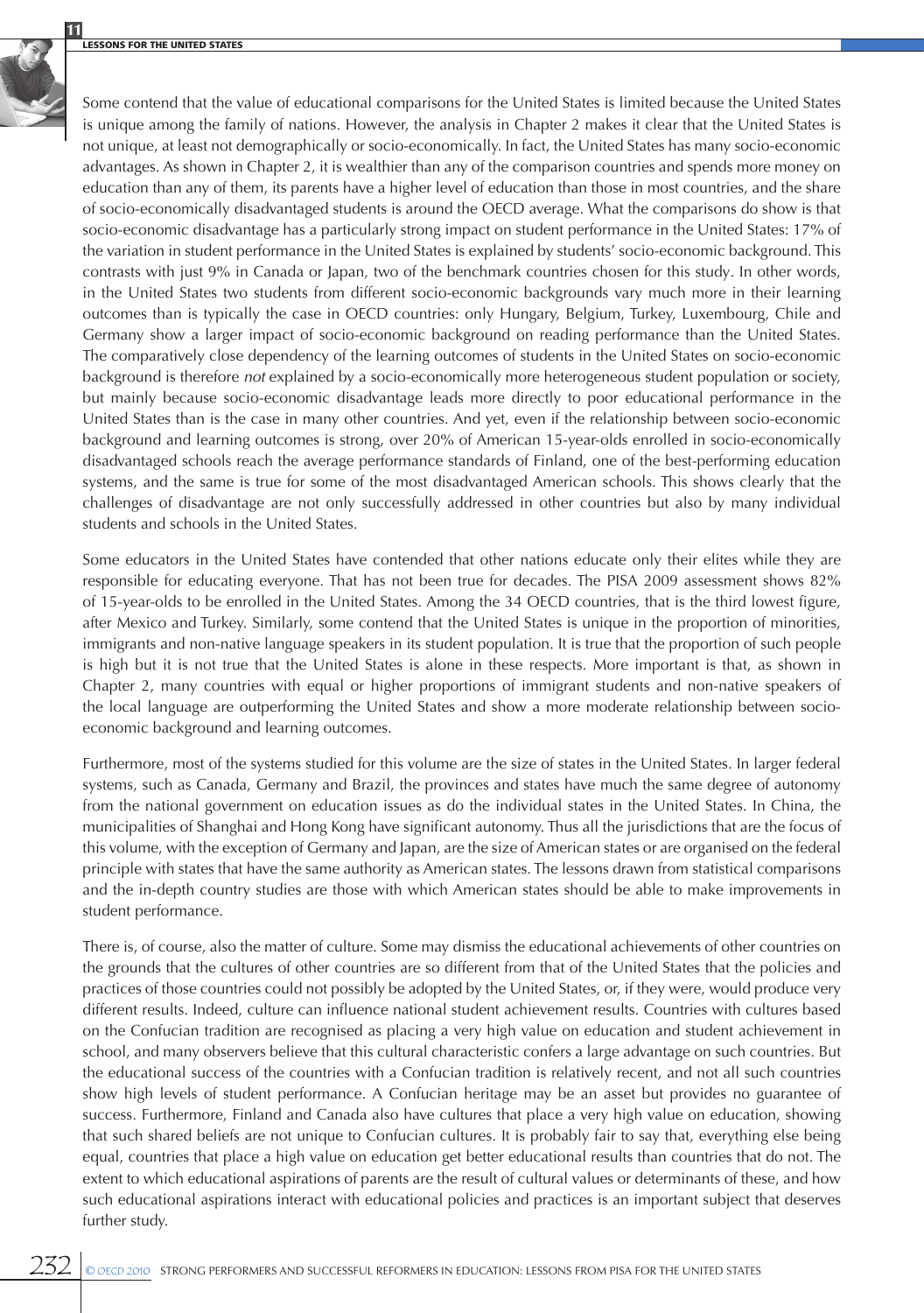Some contend that the value of educational comparisons for the United States is limited because the United States is unique among the family of nations. However, the analysis in Chapter 2 makes it clear that the United States is not unique, at least not demographically or socio-economically. In fact, the United States has many socio-economic advantages. As shown in Chapter 2, it is wealthier than any of the comparison countries and spends more money on education than any of them, its parents have a higher level of education than those in most countries, and the share of socio-economically disadvantaged students is around the OECD average. What the comparisons do show is that socio-economic disadvantage has a particularly strong impact on student performance in the United States: 17% of the variation in student performance in the United States is explained by students' socio-economic background. This contrasts with just 9% in Canada or Japan, two of the benchmark countries chosen for this study. In other words, in the United States two students from different socio-economic backgrounds vary much more in their learning outcomes than is typically the case in OECD countries: only Hungary, Belgium, Turkey, Luxembourg, Chile and Germany show a larger impact of socio-economic background on reading performance than the United States. The comparatively close dependency of the learning outcomes of students in the United States on socio-economic background is therefore *not* explained by a socio-economically more heterogeneous student population or society, but mainly because socio-economic disadvantage leads more directly to poor educational performance in the United States than is the case in many other countries. And yet, even if the relationship between socio-economic background and learning outcomes is strong, over 20% of American 15-year-olds enrolled in socio-economically disadvantaged schools reach the average performance standards of Finland, one of the best-performing education systems, and the same is true for some of the most disadvantaged American schools. This shows clearly that the challenges of disadvantage are not only successfully addressed in other countries but also by many individual students and schools in the United States.

Some educators in the United States have contended that other nations educate only their elites while they are responsible for educating everyone. That has not been true for decades. The PISA 2009 assessment shows 82% of 15-year-olds to be enrolled in the United States. Among the 34 OECD countries, that is the third lowest figure, after Mexico and Turkey. Similarly, some contend that the United States is unique in the proportion of minorities, immigrants and non-native language speakers in its student population. It is true that the proportion of such people is high but it is not true that the United States is alone in these respects. More important is that, as shown in Chapter 2, many countries with equal or higher proportions of immigrant students and non-native speakers of the local language are outperforming the United States and show a more moderate relationship between socio-economic background and learning outcomes.

Furthermore, most of the systems studied for this volume are the size of states in the United States. In larger federal systems, such as Canada, Germany and Brazil, the provinces and states have much the same degree of autonomy from the national government on education issues as do the individual states in the United States. In China, the municipalities of Shanghai and Hong Kong have significant autonomy. Thus all the jurisdictions that are the focus of this volume, with the exception of Germany and Japan, are the size of American states or are organised on the federal principle with states that have the same authority as American states. The lessons drawn from statistical comparisons and the in-depth country studies are those with which American states should be able to make improvements in student performance.

There is, of course, also the matter of culture. Some may dismiss the educational achievements of other countries on the grounds that the cultures of other countries are so different from that of the United States that the policies and practices of those countries could not possibly be adopted by the United States, or, if they were, would produce very different results. Indeed, culture can influence national student achievement results. Countries with cultures based on the Confucian tradition are recognised as placing a very high value on education and student achievement in school, and many observers believe that this cultural characteristic confers a large advantage on such countries. But the educational success of the countries with a Confucian tradition is relatively recent, and not all such countries show high levels of student performance. A Confucian heritage may be an asset but provides no guarantee of success. Furthermore, Finland and Canada also have cultures that place a very high value on education, showing that such shared beliefs are not unique to Confucian cultures. It is probably fair to say that, everything else being equal, countries that place a high value on education get better educational results than countries that do not. The extent to which educational aspirations of parents are the result of cultural values or determinants of these, and how such educational aspirations interact with educational policies and practices is an important subject that deserves further study.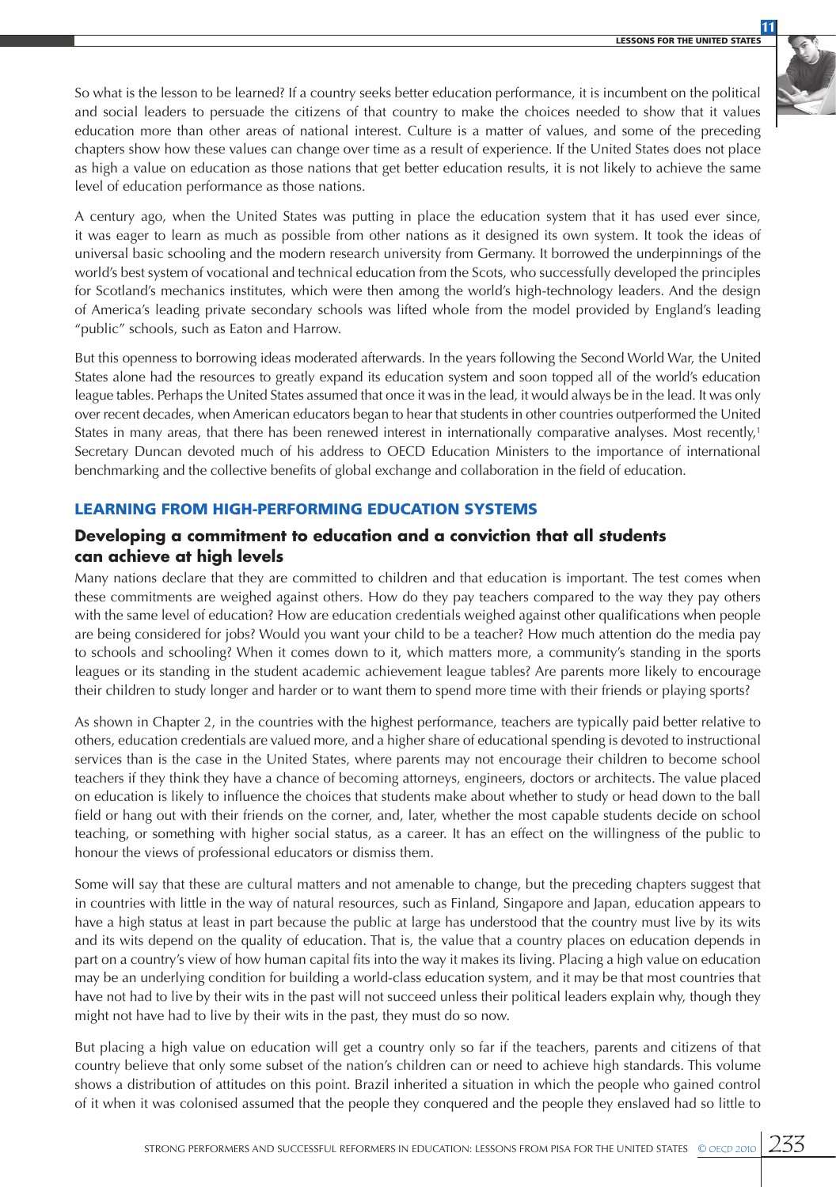So what is the lesson to be learned? If a country seeks better education performance, it is incumbent on the political and social leaders to persuade the citizens of that country to make the choices needed to show that it values education more than other areas of national interest. Culture is a matter of values, and some of the preceding chapters show how these values can change over time as a result of experience. If the United States does not place as high a value on education as those nations that get better education results, it is not likely to achieve the same level of education performance as those nations.

A century ago, when the United States was putting in place the education system that it has used ever since, it was eager to learn as much as possible from other nations as it designed its own system. It took the ideas of universal basic schooling and the modern research university from Germany. It borrowed the underpinnings of the world's best system of vocational and technical education from the Scots, who successfully developed the principles for Scotland's mechanics institutes, which were then among the world's high-technology leaders. And the design of America's leading private secondary schools was lifted whole from the model provided by England's leading "public" schools, such as Eaton and Harrow.

But this openness to borrowing ideas moderated afterwards. In the years following the Second World War, the United States alone had the resources to greatly expand its education system and soon topped all of the world's education league tables. Perhaps the United States assumed that once it was in the lead, it would always be in the lead. It was only over recent decades, when American educators began to hear that students in other countries outperformed the United States in many areas, that there has been renewed interest in internationally comparative analyses. Most recently,[1] Secretary Duncan devoted much of his address to OECD Education Ministers to the importance of international benchmarking and the collective benefits of global exchange and collaboration in the field of education.

## LEARNING FROM HIGH-PERFORMING EDUCATION SYSTEMS

### Developing a commitment to education and a conviction that all students can achieve at high levels

Many nations declare that they are committed to children and that education is important. The test comes when these commitments are weighed against others. How do they pay teachers compared to the way they pay others with the same level of education? How are education credentials weighed against other qualifications when people are being considered for jobs? Would you want your child to be a teacher? How much attention do the media pay to schools and schooling? When it comes down to it, which matters more, a community's standing in the sports leagues or its standing in the student academic achievement league tables? Are parents more likely to encourage their children to study longer and harder or to want them to spend more time with their friends or playing sports?

As shown in Chapter 2, in the countries with the highest performance, teachers are typically paid better relative to others, education credentials are valued more, and a higher share of educational spending is devoted to instructional services than is the case in the United States, where parents may not encourage their children to become school teachers if they think they have a chance of becoming attorneys, engineers, doctors or architects. The value placed on education is likely to influence the choices that students make about whether to study or head down to the ball field or hang out with their friends on the corner, and, later, whether the most capable students decide on school teaching, or something with higher social status, as a career. It has an effect on the willingness of the public to honour the views of professional educators or dismiss them.

Some will say that these are cultural matters and not amenable to change, but the preceding chapters suggest that in countries with little in the way of natural resources, such as Finland, Singapore and Japan, education appears to have a high status at least in part because the public at large has understood that the country must live by its wits and its wits depend on the quality of education. That is, the value that a country places on education depends in part on a country's view of how human capital fits into the way it makes its living. Placing a high value on education may be an underlying condition for building a world-class education system, and it may be that most countries that have not had to live by their wits in the past will not succeed unless their political leaders explain why, though they might not have had to live by their wits in the past, they must do so now.

But placing a high value on education will get a country only so far if the teachers, parents and citizens of that country believe that only some subset of the nation's children can or need to achieve high standards. This volume shows a distribution of attitudes on this point. Brazil inherited a situation in which the people who gained control of it when it was colonised assumed that the people they conquered and the people they enslaved had so little to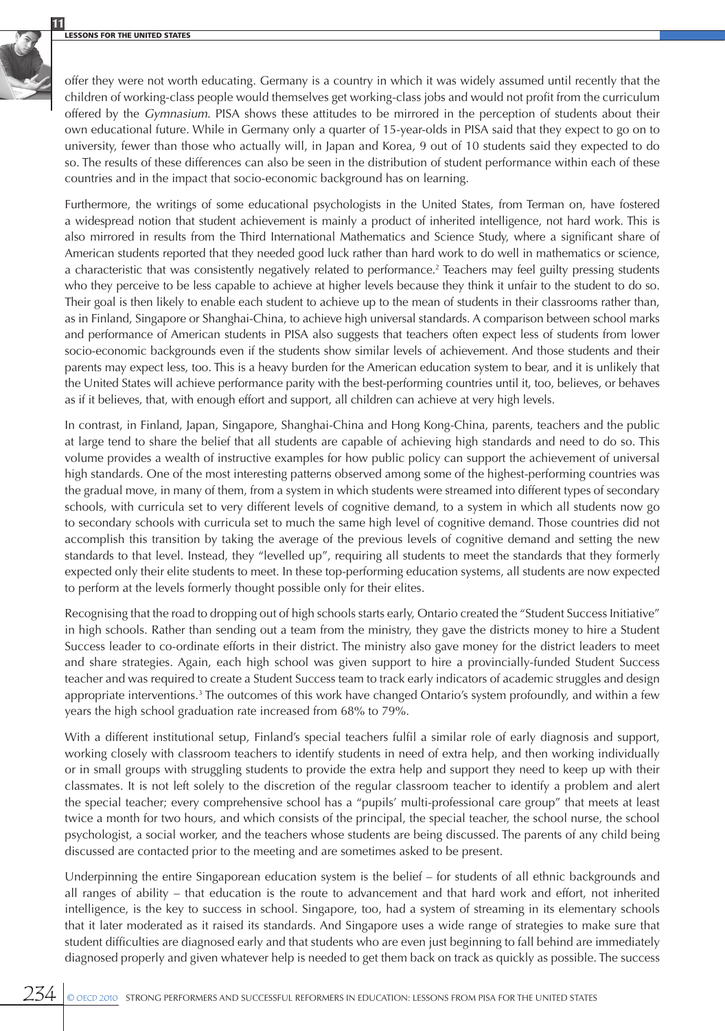offer they were not worth educating. Germany is a country in which it was widely assumed until recently that the children of working-class people would themselves get working-class jobs and would not profit from the curriculum offered by the *Gymnasium*. PISA shows these attitudes to be mirrored in the perception of students about their own educational future. While in Germany only a quarter of 15-year-olds in PISA said that they expect to go on to university, fewer than those who actually will, in Japan and Korea, 9 out of 10 students said they expected to do so. The results of these differences can also be seen in the distribution of student performance within each of these countries and in the impact that socio-economic background has on learning.

Furthermore, the writings of some educational psychologists in the United States, from Terman on, have fostered a widespread notion that student achievement is mainly a product of inherited intelligence, not hard work. This is also mirrored in results from the Third International Mathematics and Science Study, where a significant share of American students reported that they needed good luck rather than hard work to do well in mathematics or science, a characteristic that was consistently negatively related to performance.[2] Teachers may feel guilty pressing students who they perceive to be less capable to achieve at higher levels because they think it unfair to the student to do so. Their goal is then likely to enable each student to achieve up to the mean of students in their classrooms rather than, as in Finland, Singapore or Shanghai-China, to achieve high universal standards. A comparison between school marks and performance of American students in PISA also suggests that teachers often expect less of students from lower socio-economic backgrounds even if the students show similar levels of achievement. And those students and their parents may expect less, too. This is a heavy burden for the American education system to bear, and it is unlikely that the United States will achieve performance parity with the best-performing countries until it, too, believes, or behaves as if it believes, that, with enough effort and support, all children can achieve at very high levels.

In contrast, in Finland, Japan, Singapore, Shanghai-China and Hong Kong-China, parents, teachers and the public at large tend to share the belief that all students are capable of achieving high standards and need to do so. This volume provides a wealth of instructive examples for how public policy can support the achievement of universal high standards. One of the most interesting patterns observed among some of the highest-performing countries was the gradual move, in many of them, from a system in which students were streamed into different types of secondary schools, with curricula set to very different levels of cognitive demand, to a system in which all students now go to secondary schools with curricula set to much the same high level of cognitive demand. Those countries did not accomplish this transition by taking the average of the previous levels of cognitive demand and setting the new standards to that level. Instead, they "levelled up", requiring all students to meet the standards that they formerly expected only their elite students to meet. In these top-performing education systems, all students are now expected to perform at the levels formerly thought possible only for their elites.

Recognising that the road to dropping out of high schools starts early, Ontario created the "Student Success Initiative" in high schools. Rather than sending out a team from the ministry, they gave the districts money to hire a Student Success leader to co-ordinate efforts in their district. The ministry also gave money for the district leaders to meet and share strategies. Again, each high school was given support to hire a provincially-funded Student Success teacher and was required to create a Student Success team to track early indicators of academic struggles and design appropriate interventions.[3] The outcomes of this work have changed Ontario's system profoundly, and within a few years the high school graduation rate increased from 68% to 79%.

With a different institutional setup, Finland's special teachers fulfil a similar role of early diagnosis and support, working closely with classroom teachers to identify students in need of extra help, and then working individually or in small groups with struggling students to provide the extra help and support they need to keep up with their classmates. It is not left solely to the discretion of the regular classroom teacher to identify a problem and alert the special teacher; every comprehensive school has a "pupils' multi-professional care group" that meets at least twice a month for two hours, and which consists of the principal, the special teacher, the school nurse, the school psychologist, a social worker, and the teachers whose students are being discussed. The parents of any child being discussed are contacted prior to the meeting and are sometimes asked to be present.

Underpinning the entire Singaporean education system is the belief – for students of all ethnic backgrounds and all ranges of ability – that education is the route to advancement and that hard work and effort, not inherited intelligence, is the key to success in school. Singapore, too, had a system of streaming in its elementary schools that it later moderated as it raised its standards. And Singapore uses a wide range of strategies to make sure that student difficulties are diagnosed early and that students who are even just beginning to fall behind are immediately diagnosed properly and given whatever help is needed to get them back on track as quickly as possible. The success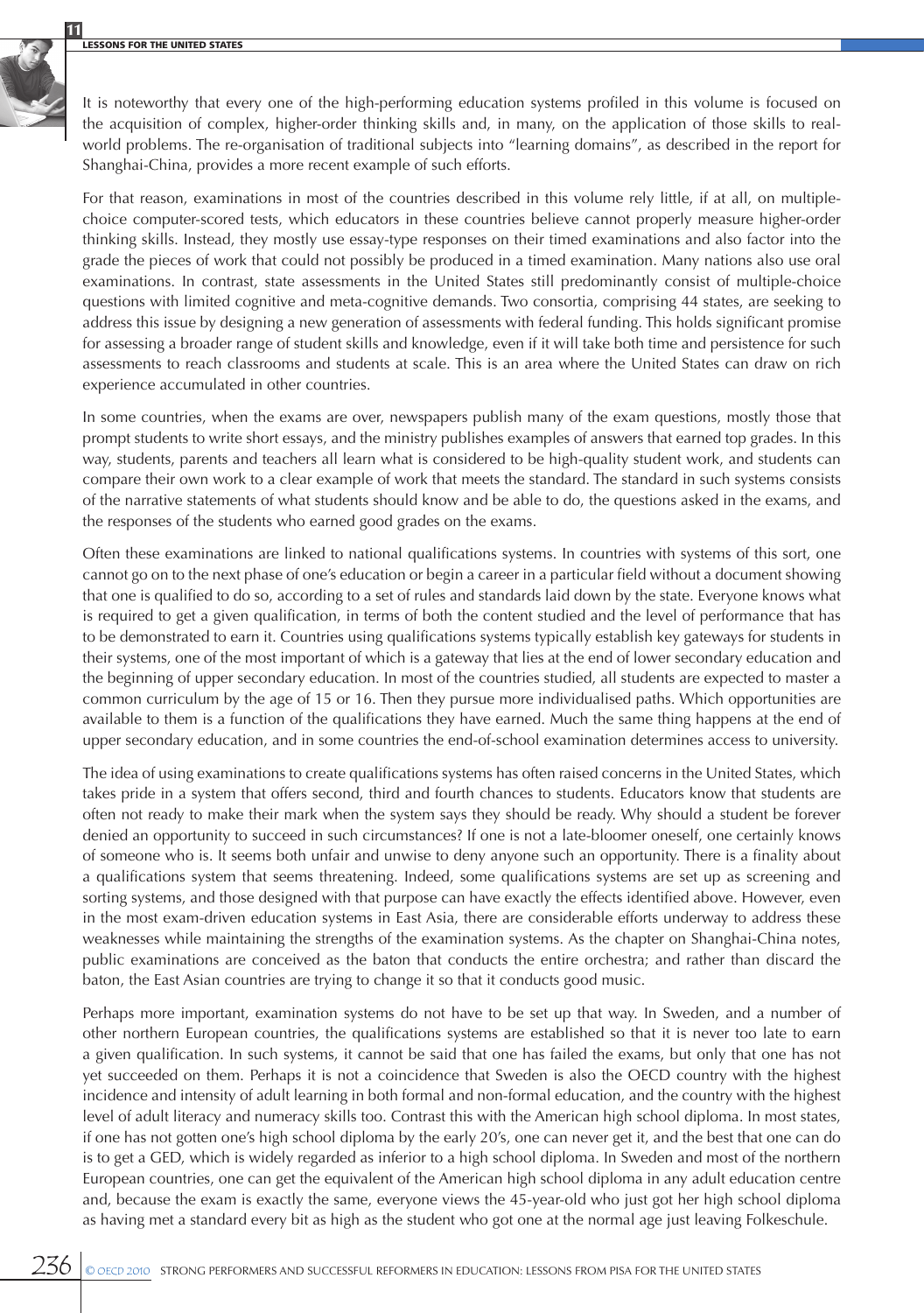It is noteworthy that every one of the high-performing education systems profiled in this volume is focused on the acquisition of complex, higher-order thinking skills and, in many, on the application of those skills to real-world problems. The re-organisation of traditional subjects into "learning domains", as described in the report for Shanghai-China, provides a more recent example of such efforts.

For that reason, examinations in most of the countries described in this volume rely little, if at all, on multiple-choice computer-scored tests, which educators in these countries believe cannot properly measure higher-order thinking skills. Instead, they mostly use essay-type responses on their timed examinations and also factor into the grade the pieces of work that could not possibly be produced in a timed examination. Many nations also use oral examinations. In contrast, state assessments in the United States still predominantly consist of multiple-choice questions with limited cognitive and meta-cognitive demands. Two consortia, comprising 44 states, are seeking to address this issue by designing a new generation of assessments with federal funding. This holds significant promise for assessing a broader range of student skills and knowledge, even if it will take both time and persistence for such assessments to reach classrooms and students at scale. This is an area where the United States can draw on rich experience accumulated in other countries.

In some countries, when the exams are over, newspapers publish many of the exam questions, mostly those that prompt students to write short essays, and the ministry publishes examples of answers that earned top grades. In this way, students, parents and teachers all learn what is considered to be high-quality student work, and students can compare their own work to a clear example of work that meets the standard. The standard in such systems consists of the narrative statements of what students should know and be able to do, the questions asked in the exams, and the responses of the students who earned good grades on the exams.

Often these examinations are linked to national qualifications systems. In countries with systems of this sort, one cannot go on to the next phase of one's education or begin a career in a particular field without a document showing that one is qualified to do so, according to a set of rules and standards laid down by the state. Everyone knows what is required to get a given qualification, in terms of both the content studied and the level of performance that has to be demonstrated to earn it. Countries using qualifications systems typically establish key gateways for students in their systems, one of the most important of which is a gateway that lies at the end of lower secondary education and the beginning of upper secondary education. In most of the countries studied, all students are expected to master a common curriculum by the age of 15 or 16. Then they pursue more individualised paths. Which opportunities are available to them is a function of the qualifications they have earned. Much the same thing happens at the end of upper secondary education, and in some countries the end-of-school examination determines access to university.

The idea of using examinations to create qualifications systems has often raised concerns in the United States, which takes pride in a system that offers second, third and fourth chances to students. Educators know that students are often not ready to make their mark when the system says they should be ready. Why should a student be forever denied an opportunity to succeed in such circumstances? If one is not a late-bloomer oneself, one certainly knows of someone who is. It seems both unfair and unwise to deny anyone such an opportunity. There is a finality about a qualifications system that seems threatening. Indeed, some qualifications systems are set up as screening and sorting systems, and those designed with that purpose can have exactly the effects identified above. However, even in the most exam-driven education systems in East Asia, there are considerable efforts underway to address these weaknesses while maintaining the strengths of the examination systems. As the chapter on Shanghai-China notes, public examinations are conceived as the baton that conducts the entire orchestra; and rather than discard the baton, the East Asian countries are trying to change it so that it conducts good music.

Perhaps more important, examination systems do not have to be set up that way. In Sweden, and a number of other northern European countries, the qualifications systems are established so that it is never too late to earn a given qualification. In such systems, it cannot be said that one has failed the exams, but only that one has not yet succeeded on them. Perhaps it is not a coincidence that Sweden is also the OECD country with the highest incidence and intensity of adult learning in both formal and non-formal education, and the country with the highest level of adult literacy and numeracy skills too. Contrast this with the American high school diploma. In most states, if one has not gotten one's high school diploma by the early 20's, one can never get it, and the best that one can do is to get a GED, which is widely regarded as inferior to a high school diploma. In Sweden and most of the northern European countries, one can get the equivalent of the American high school diploma in any adult education centre and, because the exam is exactly the same, everyone views the 45-year-old who just got her high school diploma as having met a standard every bit as high as the student who got one at the normal age just leaving Folkeschule.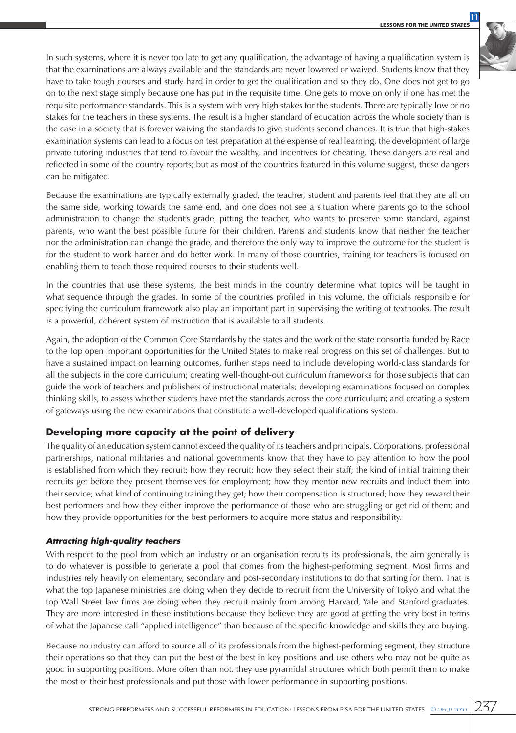In such systems, where it is never too late to get any qualification, the advantage of having a qualification system is that the examinations are always available and the standards are never lowered or waived. Students know that they have to take tough courses and study hard in order to get the qualification and so they do. One does not get to go on to the next stage simply because one has put in the requisite time. One gets to move on only if one has met the requisite performance standards. This is a system with very high stakes for the students. There are typically low or no stakes for the teachers in these systems. The result is a higher standard of education across the whole society than is the case in a society that is forever waiving the standards to give students second chances. It is true that high-stakes examination systems can lead to a focus on test preparation at the expense of real learning, the development of large private tutoring industries that tend to favour the wealthy, and incentives for cheating. These dangers are real and reflected in some of the country reports; but as most of the countries featured in this volume suggest, these dangers can be mitigated.

Because the examinations are typically externally graded, the teacher, student and parents feel that they are all on the same side, working towards the same end, and one does not see a situation where parents go to the school administration to change the student's grade, pitting the teacher, who wants to preserve some standard, against parents, who want the best possible future for their children. Parents and students know that neither the teacher nor the administration can change the grade, and therefore the only way to improve the outcome for the student is for the student to work harder and do better work. In many of those countries, training for teachers is focused on enabling them to teach those required courses to their students well.

In the countries that use these systems, the best minds in the country determine what topics will be taught in what sequence through the grades. In some of the countries profiled in this volume, the officials responsible for specifying the curriculum framework also play an important part in supervising the writing of textbooks. The result is a powerful, coherent system of instruction that is available to all students.

Again, the adoption of the Common Core Standards by the states and the work of the state consortia funded by Race to the Top open important opportunities for the United States to make real progress on this set of challenges. But to have a sustained impact on learning outcomes, further steps need to include developing world-class standards for all the subjects in the core curriculum; creating well-thought-out curriculum frameworks for those subjects that can guide the work of teachers and publishers of instructional materials; developing examinations focused on complex thinking skills, to assess whether students have met the standards across the core curriculum; and creating a system of gateways using the new examinations that constitute a well-developed qualifications system.

## Developing more capacity at the point of delivery

The quality of an education system cannot exceed the quality of its teachers and principals. Corporations, professional partnerships, national militaries and national governments know that they have to pay attention to how the pool is established from which they recruit; how they recruit; how they select their staff; the kind of initial training their recruits get before they present themselves for employment; how they mentor new recruits and induct them into their service; what kind of continuing training they get; how their compensation is structured; how they reward their best performers and how they either improve the performance of those who are struggling or get rid of them; and how they provide opportunities for the best performers to acquire more status and responsibility.

### *Attracting high-quality teachers*

With respect to the pool from which an industry or an organisation recruits its professionals, the aim generally is to do whatever is possible to generate a pool that comes from the highest-performing segment. Most firms and industries rely heavily on elementary, secondary and post-secondary institutions to do that sorting for them. That is what the top Japanese ministries are doing when they decide to recruit from the University of Tokyo and what the top Wall Street law firms are doing when they recruit mainly from among Harvard, Yale and Stanford graduates. They are more interested in these institutions because they believe they are good at getting the very best in terms of what the Japanese call "applied intelligence" than because of the specific knowledge and skills they are buying.

Because no industry can afford to source all of its professionals from the highest-performing segment, they structure their operations so that they can put the best of the best in key positions and use others who may not be quite as good in supporting positions. More often than not, they use pyramidal structures which both permit them to make the most of their best professionals and put those with lower performance in supporting positions.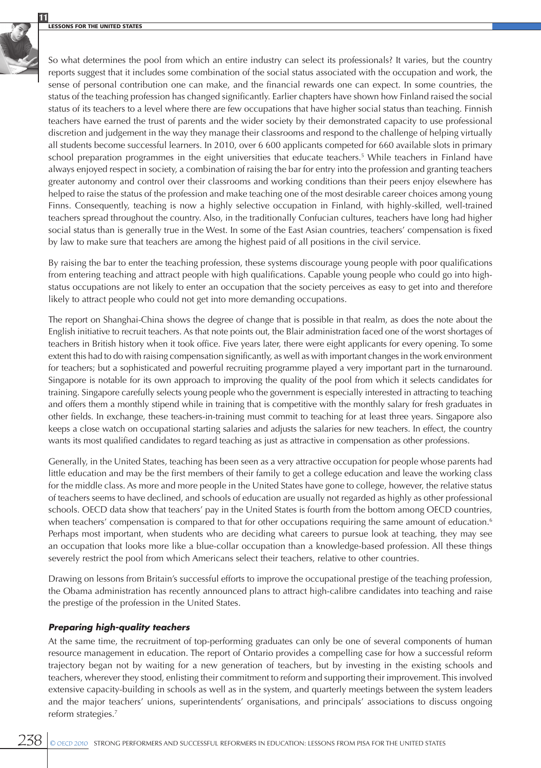So what determines the pool from which an entire industry can select its professionals? It varies, but the country reports suggest that it includes some combination of the social status associated with the occupation and work, the sense of personal contribution one can make, and the financial rewards one can expect. In some countries, the status of the teaching profession has changed significantly. Earlier chapters have shown how Finland raised the social status of its teachers to a level where there are few occupations that have higher social status than teaching. Finnish teachers have earned the trust of parents and the wider society by their demonstrated capacity to use professional discretion and judgement in the way they manage their classrooms and respond to the challenge of helping virtually all students become successful learners. In 2010, over 6 600 applicants competed for 660 available slots in primary school preparation programmes in the eight universities that educate teachers.[5] While teachers in Finland have always enjoyed respect in society, a combination of raising the bar for entry into the profession and granting teachers greater autonomy and control over their classrooms and working conditions than their peers enjoy elsewhere has helped to raise the status of the profession and make teaching one of the most desirable career choices among young Finns. Consequently, teaching is now a highly selective occupation in Finland, with highly-skilled, well-trained teachers spread throughout the country. Also, in the traditionally Confucian cultures, teachers have long had higher social status than is generally true in the West. In some of the East Asian countries, teachers' compensation is fixed by law to make sure that teachers are among the highest paid of all positions in the civil service.

By raising the bar to enter the teaching profession, these systems discourage young people with poor qualifications from entering teaching and attract people with high qualifications. Capable young people who could go into high-status occupations are not likely to enter an occupation that the society perceives as easy to get into and therefore likely to attract people who could not get into more demanding occupations.

The report on Shanghai-China shows the degree of change that is possible in that realm, as does the note about the English initiative to recruit teachers. As that note points out, the Blair administration faced one of the worst shortages of teachers in British history when it took office. Five years later, there were eight applicants for every opening. To some extent this had to do with raising compensation significantly, as well as with important changes in the work environment for teachers; but a sophisticated and powerful recruiting programme played a very important part in the turnaround. Singapore is notable for its own approach to improving the quality of the pool from which it selects candidates for training. Singapore carefully selects young people who the government is especially interested in attracting to teaching and offers them a monthly stipend while in training that is competitive with the monthly salary for fresh graduates in other fields. In exchange, these teachers-in-training must commit to teaching for at least three years. Singapore also keeps a close watch on occupational starting salaries and adjusts the salaries for new teachers. In effect, the country wants its most qualified candidates to regard teaching as just as attractive in compensation as other professions.

Generally, in the United States, teaching has been seen as a very attractive occupation for people whose parents had little education and may be the first members of their family to get a college education and leave the working class for the middle class. As more and more people in the United States have gone to college, however, the relative status of teachers seems to have declined, and schools of education are usually not regarded as highly as other professional schools. OECD data show that teachers' pay in the United States is fourth from the bottom among OECD countries, when teachers' compensation is compared to that for other occupations requiring the same amount of education.[6] Perhaps most important, when students who are deciding what careers to pursue look at teaching, they may see an occupation that looks more like a blue-collar occupation than a knowledge-based profession. All these things severely restrict the pool from which Americans select their teachers, relative to other countries.

Drawing on lessons from Britain's successful efforts to improve the occupational prestige of the teaching profession, the Obama administration has recently announced plans to attract high-calibre candidates into teaching and raise the prestige of the profession in the United States.

***Preparing high-quality teachers***

At the same time, the recruitment of top-performing graduates can only be one of several components of human resource management in education. The report of Ontario provides a compelling case for how a successful reform trajectory began not by waiting for a new generation of teachers, but by investing in the existing schools and teachers, wherever they stood, enlisting their commitment to reform and supporting their improvement. This involved extensive capacity-building in schools as well as in the system, and quarterly meetings between the system leaders and the major teachers' unions, superintendents' organisations, and principals' associations to discuss ongoing reform strategies.[7]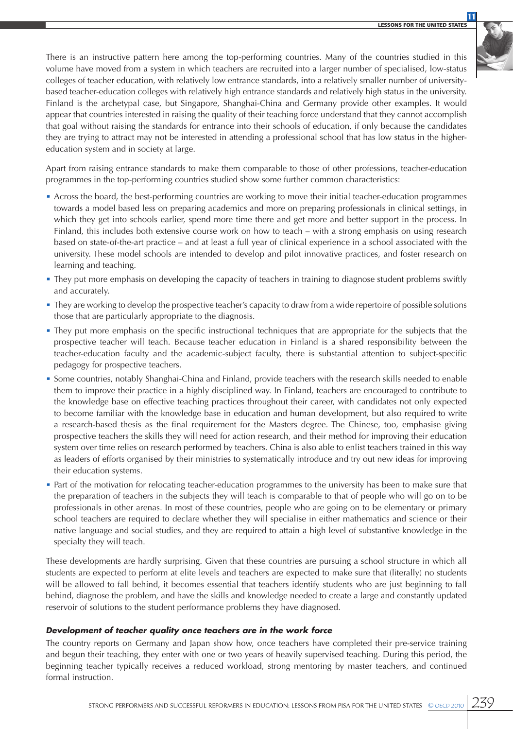There is an instructive pattern here among the top-performing countries. Many of the countries studied in this volume have moved from a system in which teachers are recruited into a larger number of specialised, low-status colleges of teacher education, with relatively low entrance standards, into a relatively smaller number of university-based teacher-education colleges with relatively high entrance standards and relatively high status in the university. Finland is the archetypal case, but Singapore, Shanghai-China and Germany provide other examples. It would appear that countries interested in raising the quality of their teaching force understand that they cannot accomplish that goal without raising the standards for entrance into their schools of education, if only because the candidates they are trying to attract may not be interested in attending a professional school that has low status in the higher-education system and in society at large.

Apart from raising entrance standards to make them comparable to those of other professions, teacher-education programmes in the top-performing countries studied show some further common characteristics:

- Across the board, the best-performing countries are working to move their initial teacher-education programmes towards a model based less on preparing academics and more on preparing professionals in clinical settings, in which they get into schools earlier, spend more time there and get more and better support in the process. In Finland, this includes both extensive course work on how to teach – with a strong emphasis on using research based on state-of-the-art practice – and at least a full year of clinical experience in a school associated with the university. These model schools are intended to develop and pilot innovative practices, and foster research on learning and teaching.
- They put more emphasis on developing the capacity of teachers in training to diagnose student problems swiftly and accurately.
- They are working to develop the prospective teacher's capacity to draw from a wide repertoire of possible solutions those that are particularly appropriate to the diagnosis.
- They put more emphasis on the specific instructional techniques that are appropriate for the subjects that the prospective teacher will teach. Because teacher education in Finland is a shared responsibility between the teacher-education faculty and the academic-subject faculty, there is substantial attention to subject-specific pedagogy for prospective teachers.
- Some countries, notably Shanghai-China and Finland, provide teachers with the research skills needed to enable them to improve their practice in a highly disciplined way. In Finland, teachers are encouraged to contribute to the knowledge base on effective teaching practices throughout their career, with candidates not only expected to become familiar with the knowledge base in education and human development, but also required to write a research-based thesis as the final requirement for the Masters degree. The Chinese, too, emphasise giving prospective teachers the skills they will need for action research, and their method for improving their education system over time relies on research performed by teachers. China is also able to enlist teachers trained in this way as leaders of efforts organised by their ministries to systematically introduce and try out new ideas for improving their education systems.
- Part of the motivation for relocating teacher-education programmes to the university has been to make sure that the preparation of teachers in the subjects they will teach is comparable to that of people who will go on to be professionals in other arenas. In most of these countries, people who are going on to be elementary or primary school teachers are required to declare whether they will specialise in either mathematics and science or their native language and social studies, and they are required to attain a high level of substantive knowledge in the specialty they will teach.

These developments are hardly surprising. Given that these countries are pursuing a school structure in which all students are expected to perform at elite levels and teachers are expected to make sure that (literally) no students will be allowed to fall behind, it becomes essential that teachers identify students who are just beginning to fall behind, diagnose the problem, and have the skills and knowledge needed to create a large and constantly updated reservoir of solutions to the student performance problems they have diagnosed.

#### *Development of teacher quality once teachers are in the work force*

The country reports on Germany and Japan show how, once teachers have completed their pre-service training and begun their teaching, they enter with one or two years of heavily supervised teaching. During this period, the beginning teacher typically receives a reduced workload, strong mentoring by master teachers, and continued formal instruction.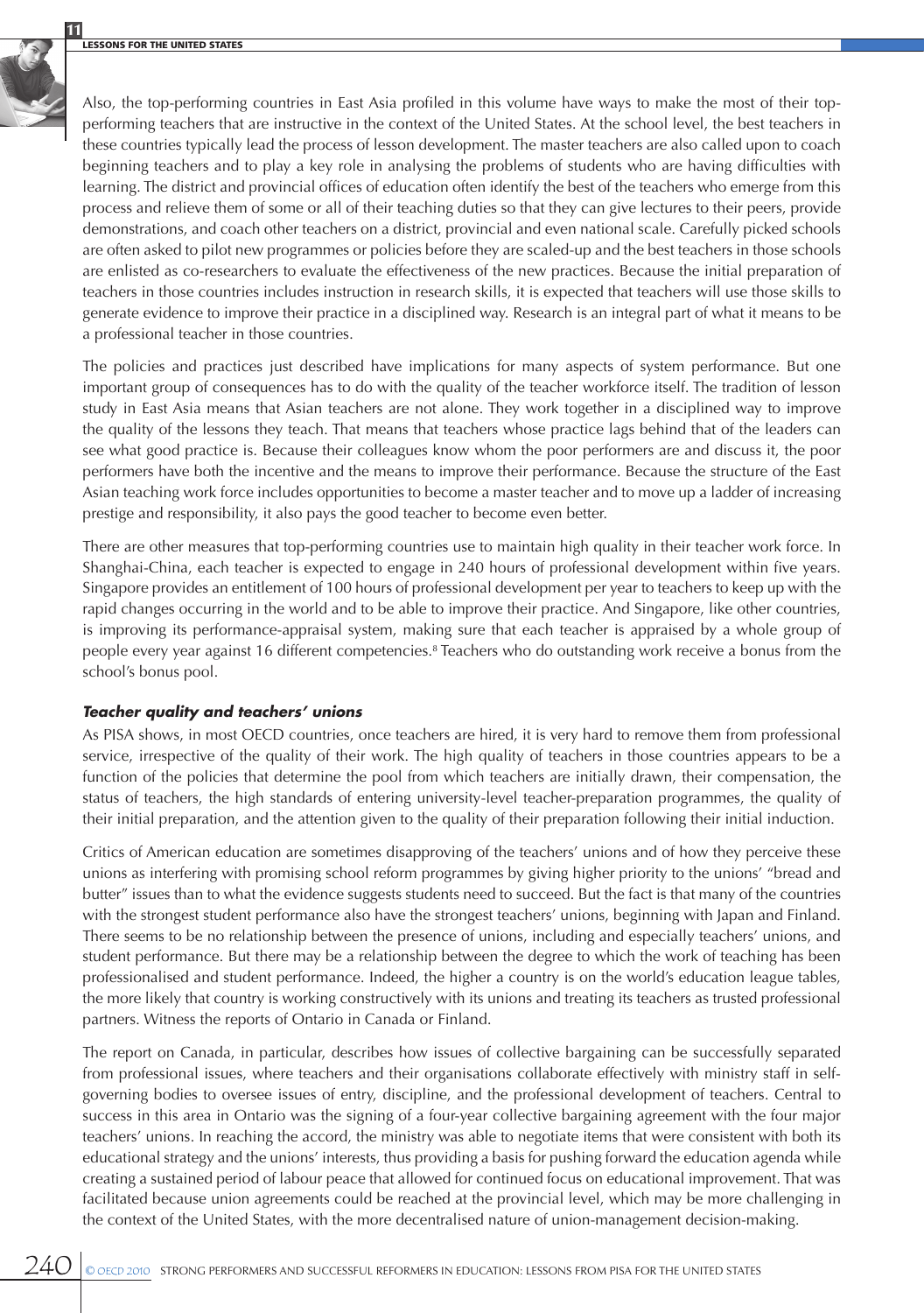Also, the top-performing countries in East Asia profiled in this volume have ways to make the most of their top-performing teachers that are instructive in the context of the United States. At the school level, the best teachers in these countries typically lead the process of lesson development. The master teachers are also called upon to coach beginning teachers and to play a key role in analysing the problems of students who are having difficulties with learning. The district and provincial offices of education often identify the best of the teachers who emerge from this process and relieve them of some or all of their teaching duties so that they can give lectures to their peers, provide demonstrations, and coach other teachers on a district, provincial and even national scale. Carefully picked schools are often asked to pilot new programmes or policies before they are scaled-up and the best teachers in those schools are enlisted as co-researchers to evaluate the effectiveness of the new practices. Because the initial preparation of teachers in those countries includes instruction in research skills, it is expected that teachers will use those skills to generate evidence to improve their practice in a disciplined way. Research is an integral part of what it means to be a professional teacher in those countries.

The policies and practices just described have implications for many aspects of system performance. But one important group of consequences has to do with the quality of the teacher workforce itself. The tradition of lesson study in East Asia means that Asian teachers are not alone. They work together in a disciplined way to improve the quality of the lessons they teach. That means that teachers whose practice lags behind that of the leaders can see what good practice is. Because their colleagues know whom the poor performers are and discuss it, the poor performers have both the incentive and the means to improve their performance. Because the structure of the East Asian teaching work force includes opportunities to become a master teacher and to move up a ladder of increasing prestige and responsibility, it also pays the good teacher to become even better.

There are other measures that top-performing countries use to maintain high quality in their teacher work force. In Shanghai-China, each teacher is expected to engage in 240 hours of professional development within five years. Singapore provides an entitlement of 100 hours of professional development per year to teachers to keep up with the rapid changes occurring in the world and to be able to improve their practice. And Singapore, like other countries, is improving its performance-appraisal system, making sure that each teacher is appraised by a whole group of people every year against 16 different competencies.[8] Teachers who do outstanding work receive a bonus from the school's bonus pool.

#### *Teacher quality and teachers' unions*

As PISA shows, in most OECD countries, once teachers are hired, it is very hard to remove them from professional service, irrespective of the quality of their work. The high quality of teachers in those countries appears to be a function of the policies that determine the pool from which teachers are initially drawn, their compensation, the status of teachers, the high standards of entering university-level teacher-preparation programmes, the quality of their initial preparation, and the attention given to the quality of their preparation following their initial induction.

Critics of American education are sometimes disapproving of the teachers' unions and of how they perceive these unions as interfering with promising school reform programmes by giving higher priority to the unions' "bread and butter" issues than to what the evidence suggests students need to succeed. But the fact is that many of the countries with the strongest student performance also have the strongest teachers' unions, beginning with Japan and Finland. There seems to be no relationship between the presence of unions, including and especially teachers' unions, and student performance. But there may be a relationship between the degree to which the work of teaching has been professionalised and student performance. Indeed, the higher a country is on the world's education league tables, the more likely that country is working constructively with its unions and treating its teachers as trusted professional partners. Witness the reports of Ontario in Canada or Finland.

The report on Canada, in particular, describes how issues of collective bargaining can be successfully separated from professional issues, where teachers and their organisations collaborate effectively with ministry staff in self-governing bodies to oversee issues of entry, discipline, and the professional development of teachers. Central to success in this area in Ontario was the signing of a four-year collective bargaining agreement with the four major teachers' unions. In reaching the accord, the ministry was able to negotiate items that were consistent with both its educational strategy and the unions' interests, thus providing a basis for pushing forward the education agenda while creating a sustained period of labour peace that allowed for continued focus on educational improvement. That was facilitated because union agreements could be reached at the provincial level, which may be more challenging in the context of the United States, with the more decentralised nature of union-management decision-making.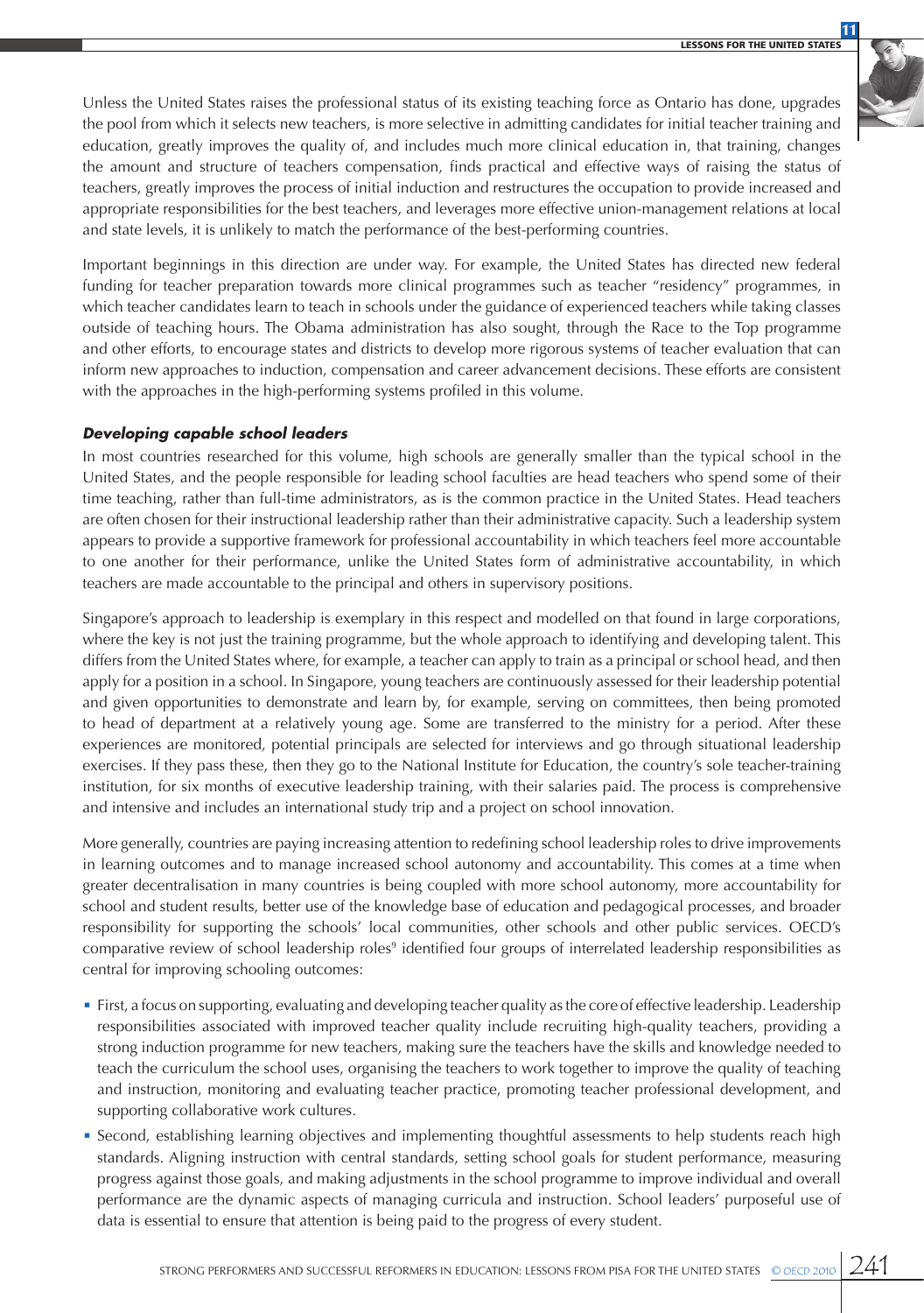Unless the United States raises the professional status of its existing teaching force as Ontario has done, upgrades the pool from which it selects new teachers, is more selective in admitting candidates for initial teacher training and education, greatly improves the quality of, and includes much more clinical education in, that training, changes the amount and structure of teachers compensation, finds practical and effective ways of raising the status of teachers, greatly improves the process of initial induction and restructures the occupation to provide increased and appropriate responsibilities for the best teachers, and leverages more effective union-management relations at local and state levels, it is unlikely to match the performance of the best-performing countries.

Important beginnings in this direction are under way. For example, the United States has directed new federal funding for teacher preparation towards more clinical programmes such as teacher "residency" programmes, in which teacher candidates learn to teach in schools under the guidance of experienced teachers while taking classes outside of teaching hours. The Obama administration has also sought, through the Race to the Top programme and other efforts, to encourage states and districts to develop more rigorous systems of teacher evaluation that can inform new approaches to induction, compensation and career advancement decisions. These efforts are consistent with the approaches in the high-performing systems profiled in this volume.

### *Developing capable school leaders*

In most countries researched for this volume, high schools are generally smaller than the typical school in the United States, and the people responsible for leading school faculties are head teachers who spend some of their time teaching, rather than full-time administrators, as is the common practice in the United States. Head teachers are often chosen for their instructional leadership rather than their administrative capacity. Such a leadership system appears to provide a supportive framework for professional accountability in which teachers feel more accountable to one another for their performance, unlike the United States form of administrative accountability, in which teachers are made accountable to the principal and others in supervisory positions.

Singapore's approach to leadership is exemplary in this respect and modelled on that found in large corporations, where the key is not just the training programme, but the whole approach to identifying and developing talent. This differs from the United States where, for example, a teacher can apply to train as a principal or school head, and then apply for a position in a school. In Singapore, young teachers are continuously assessed for their leadership potential and given opportunities to demonstrate and learn by, for example, serving on committees, then being promoted to head of department at a relatively young age. Some are transferred to the ministry for a period. After these experiences are monitored, potential principals are selected for interviews and go through situational leadership exercises. If they pass these, then they go to the National Institute for Education, the country's sole teacher-training institution, for six months of executive leadership training, with their salaries paid. The process is comprehensive and intensive and includes an international study trip and a project on school innovation.

More generally, countries are paying increasing attention to redefining school leadership roles to drive improvements in learning outcomes and to manage increased school autonomy and accountability. This comes at a time when greater decentralisation in many countries is being coupled with more school autonomy, more accountability for school and student results, better use of the knowledge base of education and pedagogical processes, and broader responsibility for supporting the schools' local communities, other schools and other public services. OECD's comparative review of school leadership roles[9] identified four groups of interrelated leadership responsibilities as central for improving schooling outcomes:

- First, a focus on supporting, evaluating and developing teacher quality as the core of effective leadership. Leadership responsibilities associated with improved teacher quality include recruiting high-quality teachers, providing a strong induction programme for new teachers, making sure the teachers have the skills and knowledge needed to teach the curriculum the school uses, organising the teachers to work together to improve the quality of teaching and instruction, monitoring and evaluating teacher practice, promoting teacher professional development, and supporting collaborative work cultures.
- Second, establishing learning objectives and implementing thoughtful assessments to help students reach high standards. Aligning instruction with central standards, setting school goals for student performance, measuring progress against those goals, and making adjustments in the school programme to improve individual and overall performance are the dynamic aspects of managing curricula and instruction. School leaders' purposeful use of data is essential to ensure that attention is being paid to the progress of every student.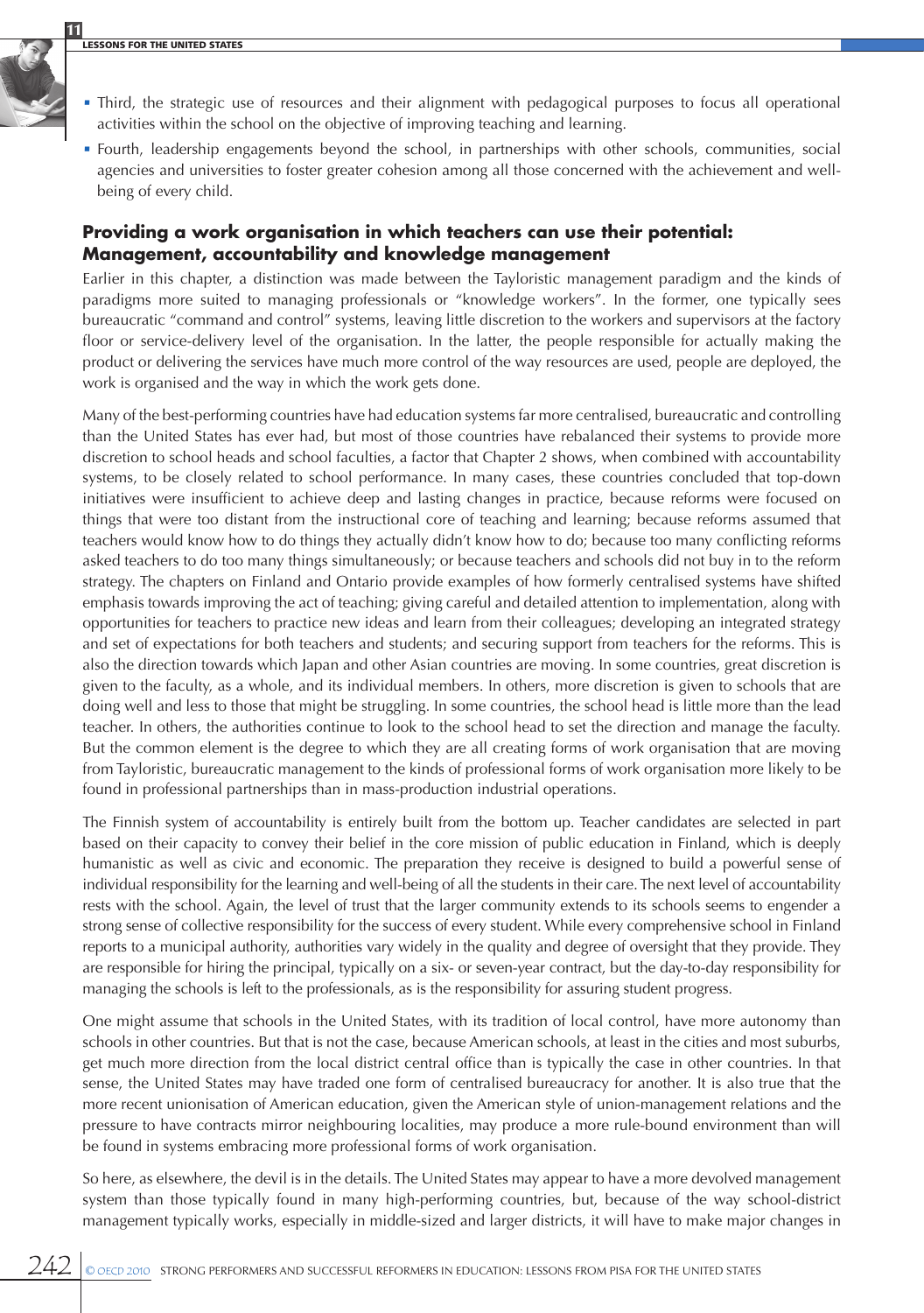- Third, the strategic use of resources and their alignment with pedagogical purposes to focus all operational activities within the school on the objective of improving teaching and learning.
- Fourth, leadership engagements beyond the school, in partnerships with other schools, communities, social agencies and universities to foster greater cohesion among all those concerned with the achievement and well-being of every child.

## Providing a work organisation in which teachers can use their potential: Management, accountability and knowledge management

Earlier in this chapter, a distinction was made between the Tayloristic management paradigm and the kinds of paradigms more suited to managing professionals or "knowledge workers". In the former, one typically sees bureaucratic "command and control" systems, leaving little discretion to the workers and supervisors at the factory floor or service-delivery level of the organisation. In the latter, the people responsible for actually making the product or delivering the services have much more control of the way resources are used, people are deployed, the work is organised and the way in which the work gets done.

Many of the best-performing countries have had education systems far more centralised, bureaucratic and controlling than the United States has ever had, but most of those countries have rebalanced their systems to provide more discretion to school heads and school faculties, a factor that Chapter 2 shows, when combined with accountability systems, to be closely related to school performance. In many cases, these countries concluded that top-down initiatives were insufficient to achieve deep and lasting changes in practice, because reforms were focused on things that were too distant from the instructional core of teaching and learning; because reforms assumed that teachers would know how to do things they actually didn't know how to do; because too many conflicting reforms asked teachers to do too many things simultaneously; or because teachers and schools did not buy in to the reform strategy. The chapters on Finland and Ontario provide examples of how formerly centralised systems have shifted emphasis towards improving the act of teaching; giving careful and detailed attention to implementation, along with opportunities for teachers to practice new ideas and learn from their colleagues; developing an integrated strategy and set of expectations for both teachers and students; and securing support from teachers for the reforms. This is also the direction towards which Japan and other Asian countries are moving. In some countries, great discretion is given to the faculty, as a whole, and its individual members. In others, more discretion is given to schools that are doing well and less to those that might be struggling. In some countries, the school head is little more than the lead teacher. In others, the authorities continue to look to the school head to set the direction and manage the faculty. But the common element is the degree to which they are all creating forms of work organisation that are moving from Tayloristic, bureaucratic management to the kinds of professional forms of work organisation more likely to be found in professional partnerships than in mass-production industrial operations.

The Finnish system of accountability is entirely built from the bottom up. Teacher candidates are selected in part based on their capacity to convey their belief in the core mission of public education in Finland, which is deeply humanistic as well as civic and economic. The preparation they receive is designed to build a powerful sense of individual responsibility for the learning and well-being of all the students in their care. The next level of accountability rests with the school. Again, the level of trust that the larger community extends to its schools seems to engender a strong sense of collective responsibility for the success of every student. While every comprehensive school in Finland reports to a municipal authority, authorities vary widely in the quality and degree of oversight that they provide. They are responsible for hiring the principal, typically on a six- or seven-year contract, but the day-to-day responsibility for managing the schools is left to the professionals, as is the responsibility for assuring student progress.

One might assume that schools in the United States, with its tradition of local control, have more autonomy than schools in other countries. But that is not the case, because American schools, at least in the cities and most suburbs, get much more direction from the local district central office than is typically the case in other countries. In that sense, the United States may have traded one form of centralised bureaucracy for another. It is also true that the more recent unionisation of American education, given the American style of union-management relations and the pressure to have contracts mirror neighbouring localities, may produce a more rule-bound environment than will be found in systems embracing more professional forms of work organisation.

So here, as elsewhere, the devil is in the details. The United States may appear to have a more devolved management system than those typically found in many high-performing countries, but, because of the way school-district management typically works, especially in middle-sized and larger districts, it will have to make major changes in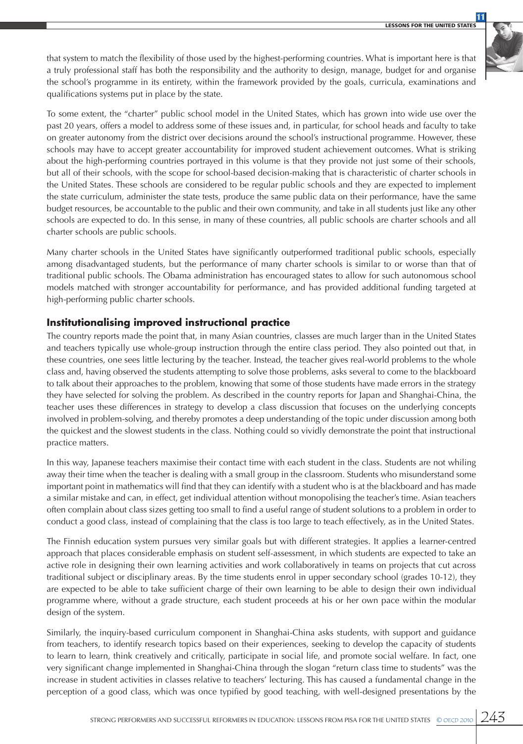that system to match the flexibility of those used by the highest-performing countries. What is important here is that a truly professional staff has both the responsibility and the authority to design, manage, budget for and organise the school's programme in its entirety, within the framework provided by the goals, curricula, examinations and qualifications systems put in place by the state.

To some extent, the "charter" public school model in the United States, which has grown into wide use over the past 20 years, offers a model to address some of these issues and, in particular, for school heads and faculty to take on greater autonomy from the district over decisions around the school's instructional programme. However, these schools may have to accept greater accountability for improved student achievement outcomes. What is striking about the high-performing countries portrayed in this volume is that they provide not just some of their schools, but all of their schools, with the scope for school-based decision-making that is characteristic of charter schools in the United States. These schools are considered to be regular public schools and they are expected to implement the state curriculum, administer the state tests, produce the same public data on their performance, have the same budget resources, be accountable to the public and their own community, and take in all students just like any other schools are expected to do. In this sense, in many of these countries, all public schools are charter schools and all charter schools are public schools.

Many charter schools in the United States have significantly outperformed traditional public schools, especially among disadvantaged students, but the performance of many charter schools is similar to or worse than that of traditional public schools. The Obama administration has encouraged states to allow for such autonomous school models matched with stronger accountability for performance, and has provided additional funding targeted at high-performing public charter schools.

## Institutionalising improved instructional practice

The country reports made the point that, in many Asian countries, classes are much larger than in the United States and teachers typically use whole-group instruction through the entire class period. They also pointed out that, in these countries, one sees little lecturing by the teacher. Instead, the teacher gives real-world problems to the whole class and, having observed the students attempting to solve those problems, asks several to come to the blackboard to talk about their approaches to the problem, knowing that some of those students have made errors in the strategy they have selected for solving the problem. As described in the country reports for Japan and Shanghai-China, the teacher uses these differences in strategy to develop a class discussion that focuses on the underlying concepts involved in problem-solving, and thereby promotes a deep understanding of the topic under discussion among both the quickest and the slowest students in the class. Nothing could so vividly demonstrate the point that instructional practice matters.

In this way, Japanese teachers maximise their contact time with each student in the class. Students are not whiling away their time when the teacher is dealing with a small group in the classroom. Students who misunderstand some important point in mathematics will find that they can identify with a student who is at the blackboard and has made a similar mistake and can, in effect, get individual attention without monopolising the teacher's time. Asian teachers often complain about class sizes getting too small to find a useful range of student solutions to a problem in order to conduct a good class, instead of complaining that the class is too large to teach effectively, as in the United States.

The Finnish education system pursues very similar goals but with different strategies. It applies a learner-centred approach that places considerable emphasis on student self-assessment, in which students are expected to take an active role in designing their own learning activities and work collaboratively in teams on projects that cut across traditional subject or disciplinary areas. By the time students enrol in upper secondary school (grades 10-12), they are expected to be able to take sufficient charge of their own learning to be able to design their own individual programme where, without a grade structure, each student proceeds at his or her own pace within the modular design of the system.

Similarly, the inquiry-based curriculum component in Shanghai-China asks students, with support and guidance from teachers, to identify research topics based on their experiences, seeking to develop the capacity of students to learn to learn, think creatively and critically, participate in social life, and promote social welfare. In fact, one very significant change implemented in Shanghai-China through the slogan "return class time to students" was the increase in student activities in classes relative to teachers' lecturing. This has caused a fundamental change in the perception of a good class, which was once typified by good teaching, with well-designed presentations by the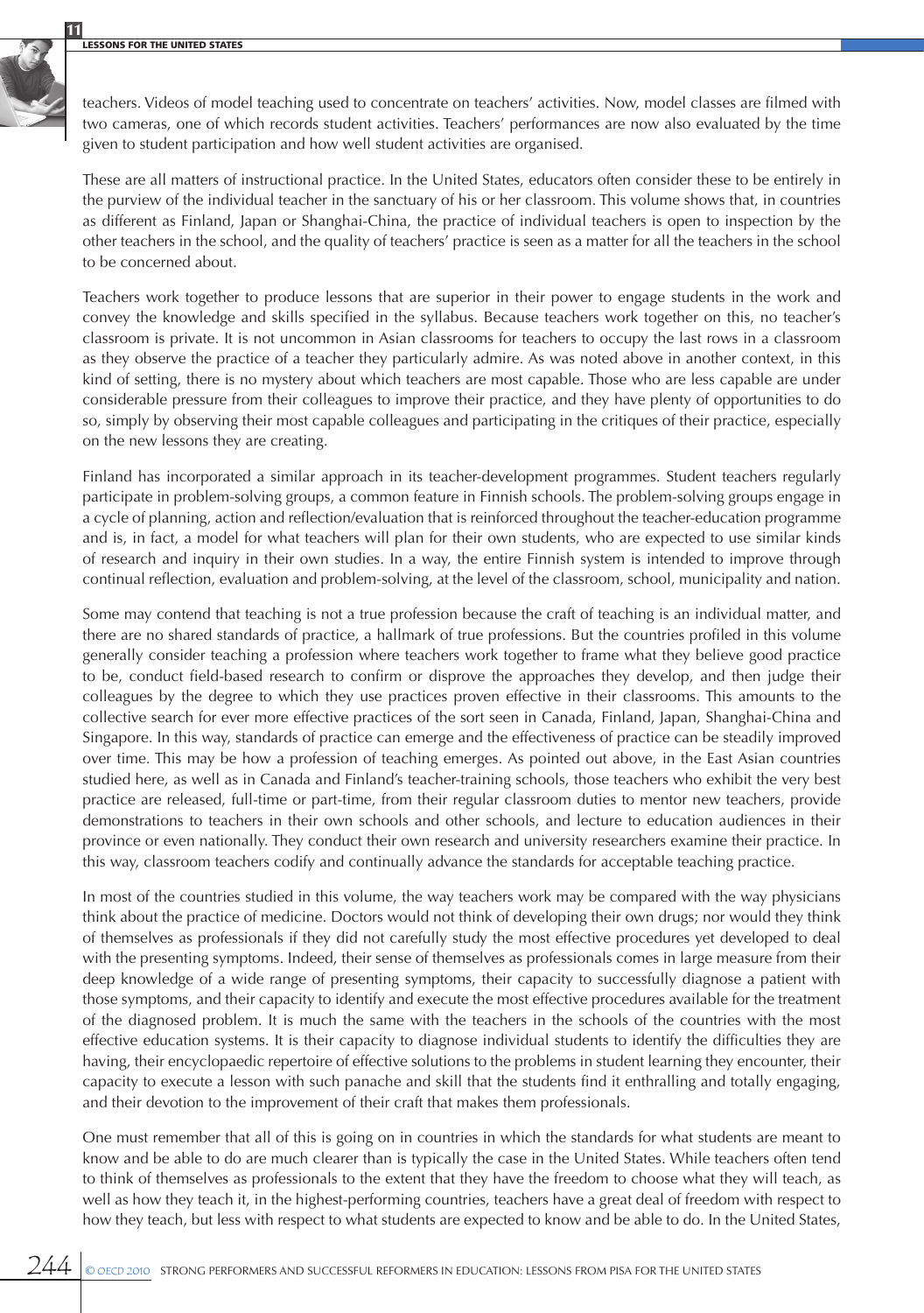teachers. Videos of model teaching used to concentrate on teachers' activities. Now, model classes are filmed with two cameras, one of which records student activities. Teachers' performances are now also evaluated by the time given to student participation and how well student activities are organised.

These are all matters of instructional practice. In the United States, educators often consider these to be entirely in the purview of the individual teacher in the sanctuary of his or her classroom. This volume shows that, in countries as different as Finland, Japan or Shanghai-China, the practice of individual teachers is open to inspection by the other teachers in the school, and the quality of teachers' practice is seen as a matter for all the teachers in the school to be concerned about.

Teachers work together to produce lessons that are superior in their power to engage students in the work and convey the knowledge and skills specified in the syllabus. Because teachers work together on this, no teacher's classroom is private. It is not uncommon in Asian classrooms for teachers to occupy the last rows in a classroom as they observe the practice of a teacher they particularly admire. As was noted above in another context, in this kind of setting, there is no mystery about which teachers are most capable. Those who are less capable are under considerable pressure from their colleagues to improve their practice, and they have plenty of opportunities to do so, simply by observing their most capable colleagues and participating in the critiques of their practice, especially on the new lessons they are creating.

Finland has incorporated a similar approach in its teacher-development programmes. Student teachers regularly participate in problem-solving groups, a common feature in Finnish schools. The problem-solving groups engage in a cycle of planning, action and reflection/evaluation that is reinforced throughout the teacher-education programme and is, in fact, a model for what teachers will plan for their own students, who are expected to use similar kinds of research and inquiry in their own studies. In a way, the entire Finnish system is intended to improve through continual reflection, evaluation and problem-solving, at the level of the classroom, school, municipality and nation.

Some may contend that teaching is not a true profession because the craft of teaching is an individual matter, and there are no shared standards of practice, a hallmark of true professions. But the countries profiled in this volume generally consider teaching a profession where teachers work together to frame what they believe good practice to be, conduct field-based research to confirm or disprove the approaches they develop, and then judge their colleagues by the degree to which they use practices proven effective in their classrooms. This amounts to the collective search for ever more effective practices of the sort seen in Canada, Finland, Japan, Shanghai-China and Singapore. In this way, standards of practice can emerge and the effectiveness of practice can be steadily improved over time. This may be how a profession of teaching emerges. As pointed out above, in the East Asian countries studied here, as well as in Canada and Finland's teacher-training schools, those teachers who exhibit the very best practice are released, full-time or part-time, from their regular classroom duties to mentor new teachers, provide demonstrations to teachers in their own schools and other schools, and lecture to education audiences in their province or even nationally. They conduct their own research and university researchers examine their practice. In this way, classroom teachers codify and continually advance the standards for acceptable teaching practice.

In most of the countries studied in this volume, the way teachers work may be compared with the way physicians think about the practice of medicine. Doctors would not think of developing their own drugs; nor would they think of themselves as professionals if they did not carefully study the most effective procedures yet developed to deal with the presenting symptoms. Indeed, their sense of themselves as professionals comes in large measure from their deep knowledge of a wide range of presenting symptoms, their capacity to successfully diagnose a patient with those symptoms, and their capacity to identify and execute the most effective procedures available for the treatment of the diagnosed problem. It is much the same with the teachers in the schools of the countries with the most effective education systems. It is their capacity to diagnose individual students to identify the difficulties they are having, their encyclopaedic repertoire of effective solutions to the problems in student learning they encounter, their capacity to execute a lesson with such panache and skill that the students find it enthralling and totally engaging, and their devotion to the improvement of their craft that makes them professionals.

One must remember that all of this is going on in countries in which the standards for what students are meant to know and be able to do are much clearer than is typically the case in the United States. While teachers often tend to think of themselves as professionals to the extent that they have the freedom to choose what they will teach, as well as how they teach it, in the highest-performing countries, teachers have a great deal of freedom with respect to how they teach, but less with respect to what students are expected to know and be able to do. In the United States,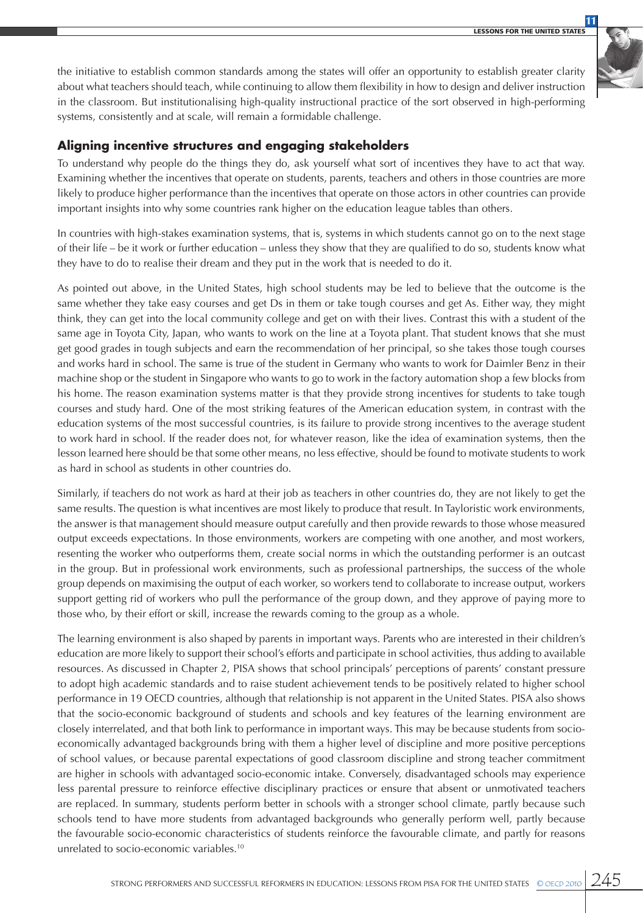the initiative to establish common standards among the states will offer an opportunity to establish greater clarity about what teachers should teach, while continuing to allow them flexibility in how to design and deliver instruction in the classroom. But institutionalising high-quality instructional practice of the sort observed in high-performing systems, consistently and at scale, will remain a formidable challenge.

## Aligning incentive structures and engaging stakeholders

To understand why people do the things they do, ask yourself what sort of incentives they have to act that way. Examining whether the incentives that operate on students, parents, teachers and others in those countries are more likely to produce higher performance than the incentives that operate on those actors in other countries can provide important insights into why some countries rank higher on the education league tables than others.

In countries with high-stakes examination systems, that is, systems in which students cannot go on to the next stage of their life – be it work or further education – unless they show that they are qualified to do so, students know what they have to do to realise their dream and they put in the work that is needed to do it.

As pointed out above, in the United States, high school students may be led to believe that the outcome is the same whether they take easy courses and get Ds in them or take tough courses and get As. Either way, they might think, they can get into the local community college and get on with their lives. Contrast this with a student of the same age in Toyota City, Japan, who wants to work on the line at a Toyota plant. That student knows that she must get good grades in tough subjects and earn the recommendation of her principal, so she takes those tough courses and works hard in school. The same is true of the student in Germany who wants to work for Daimler Benz in their machine shop or the student in Singapore who wants to go to work in the factory automation shop a few blocks from his home. The reason examination systems matter is that they provide strong incentives for students to take tough courses and study hard. One of the most striking features of the American education system, in contrast with the education systems of the most successful countries, is its failure to provide strong incentives to the average student to work hard in school. If the reader does not, for whatever reason, like the idea of examination systems, then the lesson learned here should be that some other means, no less effective, should be found to motivate students to work as hard in school as students in other countries do.

Similarly, if teachers do not work as hard at their job as teachers in other countries do, they are not likely to get the same results. The question is what incentives are most likely to produce that result. In Tayloristic work environments, the answer is that management should measure output carefully and then provide rewards to those whose measured output exceeds expectations. In those environments, workers are competing with one another, and most workers, resenting the worker who outperforms them, create social norms in which the outstanding performer is an outcast in the group. But in professional work environments, such as professional partnerships, the success of the whole group depends on maximising the output of each worker, so workers tend to collaborate to increase output, workers support getting rid of workers who pull the performance of the group down, and they approve of paying more to those who, by their effort or skill, increase the rewards coming to the group as a whole.

The learning environment is also shaped by parents in important ways. Parents who are interested in their children's education are more likely to support their school's efforts and participate in school activities, thus adding to available resources. As discussed in Chapter 2, PISA shows that school principals' perceptions of parents' constant pressure to adopt high academic standards and to raise student achievement tends to be positively related to higher school performance in 19 OECD countries, although that relationship is not apparent in the United States. PISA also shows that the socio-economic background of students and schools and key features of the learning environment are closely interrelated, and that both link to performance in important ways. This may be because students from socio-economically advantaged backgrounds bring with them a higher level of discipline and more positive perceptions of school values, or because parental expectations of good classroom discipline and strong teacher commitment are higher in schools with advantaged socio-economic intake. Conversely, disadvantaged schools may experience less parental pressure to reinforce effective disciplinary practices or ensure that absent or unmotivated teachers are replaced. In summary, students perform better in schools with a stronger school climate, partly because such schools tend to have more students from advantaged backgrounds who generally perform well, partly because the favourable socio-economic characteristics of students reinforce the favourable climate, and partly for reasons unrelated to socio-economic variables.[10]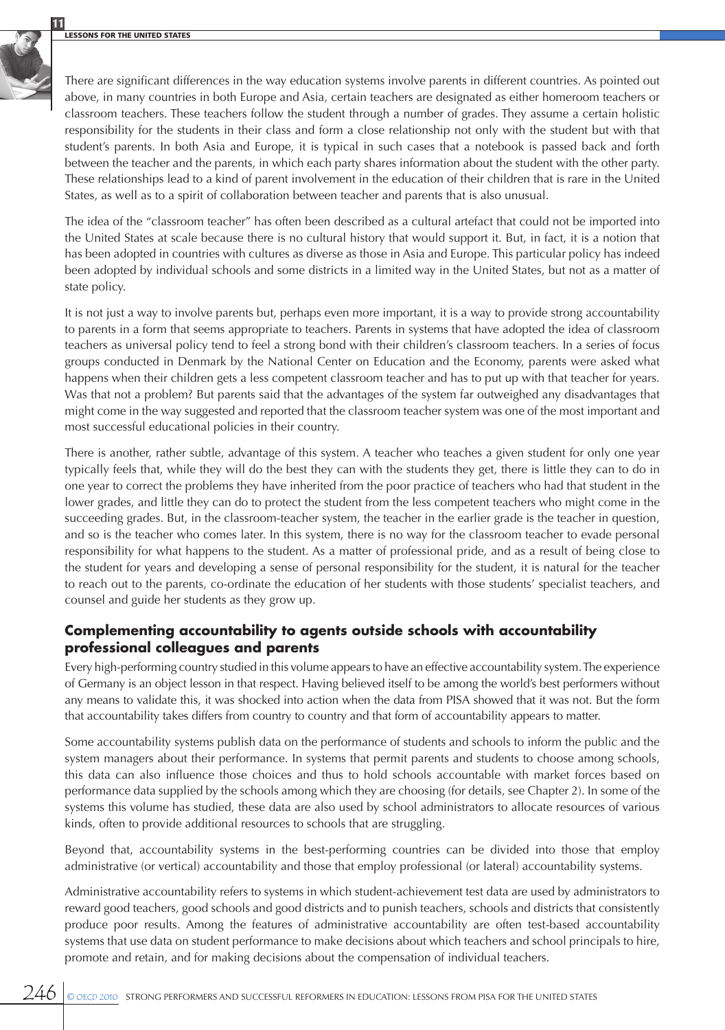There are significant differences in the way education systems involve parents in different countries. As pointed out above, in many countries in both Europe and Asia, certain teachers are designated as either homeroom teachers or classroom teachers. These teachers follow the student through a number of grades. They assume a certain holistic responsibility for the students in their class and form a close relationship not only with the student but with that student's parents. In both Asia and Europe, it is typical in such cases that a notebook is passed back and forth between the teacher and the parents, in which each party shares information about the student with the other party. These relationships lead to a kind of parent involvement in the education of their children that is rare in the United States, as well as to a spirit of collaboration between teacher and parents that is also unusual.

The idea of the "classroom teacher" has often been described as a cultural artefact that could not be imported into the United States at scale because there is no cultural history that would support it. But, in fact, it is a notion that has been adopted in countries with cultures as diverse as those in Asia and Europe. This particular policy has indeed been adopted by individual schools and some districts in a limited way in the United States, but not as a matter of state policy.

It is not just a way to involve parents but, perhaps even more important, it is a way to provide strong accountability to parents in a form that seems appropriate to teachers. Parents in systems that have adopted the idea of classroom teachers as universal policy tend to feel a strong bond with their children's classroom teachers. In a series of focus groups conducted in Denmark by the National Center on Education and the Economy, parents were asked what happens when their children gets a less competent classroom teacher and has to put up with that teacher for years. Was that not a problem? But parents said that the advantages of the system far outweighed any disadvantages that might come in the way suggested and reported that the classroom teacher system was one of the most important and most successful educational policies in their country.

There is another, rather subtle, advantage of this system. A teacher who teaches a given student for only one year typically feels that, while they will do the best they can with the students they get, there is little they can to do in one year to correct the problems they have inherited from the poor practice of teachers who had that student in the lower grades, and little they can do to protect the student from the less competent teachers who might come in the succeeding grades. But, in the classroom-teacher system, the teacher in the earlier grade is the teacher in question, and so is the teacher who comes later. In this system, there is no way for the classroom teacher to evade personal responsibility for what happens to the student. As a matter of professional pride, and as a result of being close to the student for years and developing a sense of personal responsibility for the student, it is natural for the teacher to reach out to the parents, co-ordinate the education of her students with those students' specialist teachers, and counsel and guide her students as they grow up.

## Complementing accountability to agents outside schools with accountability professional colleagues and parents

Every high-performing country studied in this volume appears to have an effective accountability system. The experience of Germany is an object lesson in that respect. Having believed itself to be among the world's best performers without any means to validate this, it was shocked into action when the data from PISA showed that it was not. But the form that accountability takes differs from country to country and that form of accountability appears to matter.

Some accountability systems publish data on the performance of students and schools to inform the public and the system managers about their performance. In systems that permit parents and students to choose among schools, this data can also influence those choices and thus to hold schools accountable with market forces based on performance data supplied by the schools among which they are choosing (for details, see Chapter 2). In some of the systems this volume has studied, these data are also used by school administrators to allocate resources of various kinds, often to provide additional resources to schools that are struggling.

Beyond that, accountability systems in the best-performing countries can be divided into those that employ administrative (or vertical) accountability and those that employ professional (or lateral) accountability systems.

Administrative accountability refers to systems in which student-achievement test data are used by administrators to reward good teachers, good schools and good districts and to punish teachers, schools and districts that consistently produce poor results. Among the features of administrative accountability are often test-based accountability systems that use data on student performance to make decisions about which teachers and school principals to hire, promote and retain, and for making decisions about the compensation of individual teachers.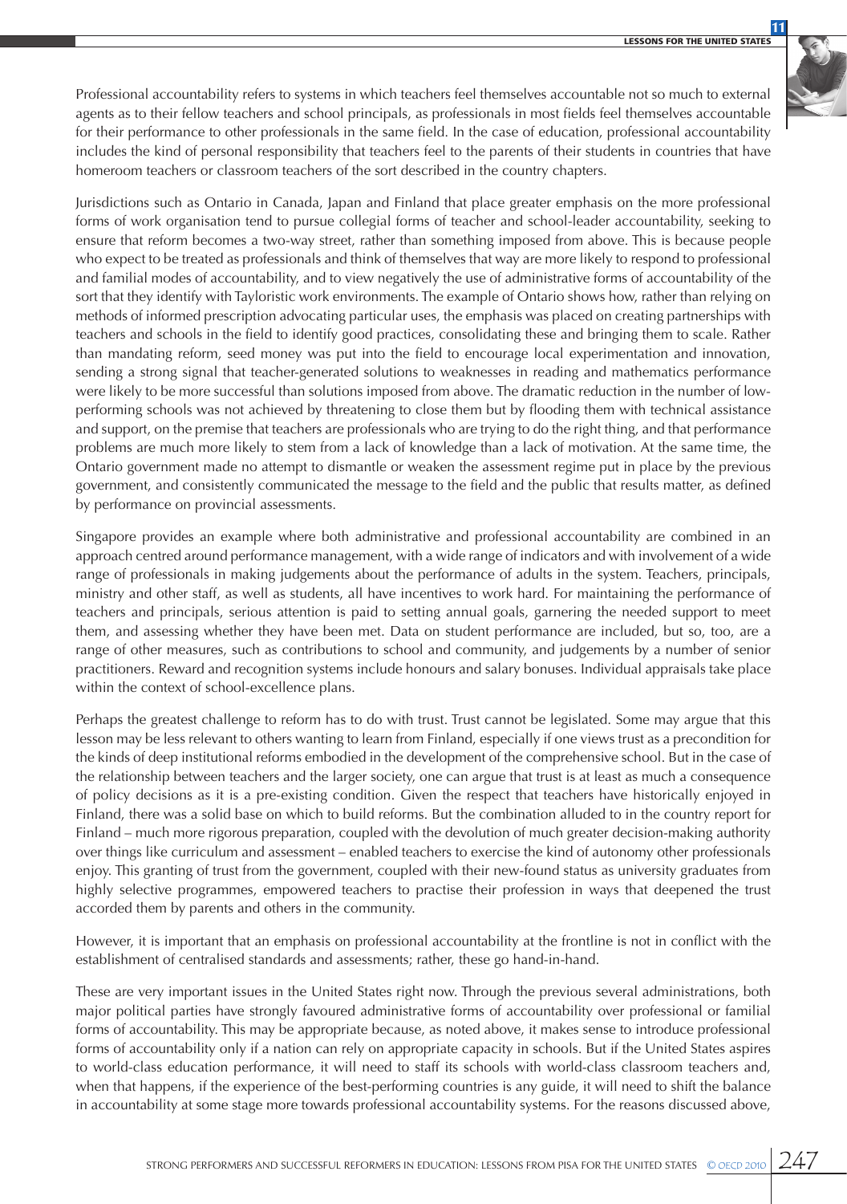Professional accountability refers to systems in which teachers feel themselves accountable not so much to external agents as to their fellow teachers and school principals, as professionals in most fields feel themselves accountable for their performance to other professionals in the same field. In the case of education, professional accountability includes the kind of personal responsibility that teachers feel to the parents of their students in countries that have homeroom teachers or classroom teachers of the sort described in the country chapters.

Jurisdictions such as Ontario in Canada, Japan and Finland that place greater emphasis on the more professional forms of work organisation tend to pursue collegial forms of teacher and school-leader accountability, seeking to ensure that reform becomes a two-way street, rather than something imposed from above. This is because people who expect to be treated as professionals and think of themselves that way are more likely to respond to professional and familial modes of accountability, and to view negatively the use of administrative forms of accountability of the sort that they identify with Tayloristic work environments. The example of Ontario shows how, rather than relying on methods of informed prescription advocating particular uses, the emphasis was placed on creating partnerships with teachers and schools in the field to identify good practices, consolidating these and bringing them to scale. Rather than mandating reform, seed money was put into the field to encourage local experimentation and innovation, sending a strong signal that teacher-generated solutions to weaknesses in reading and mathematics performance were likely to be more successful than solutions imposed from above. The dramatic reduction in the number of low-performing schools was not achieved by threatening to close them but by flooding them with technical assistance and support, on the premise that teachers are professionals who are trying to do the right thing, and that performance problems are much more likely to stem from a lack of knowledge than a lack of motivation. At the same time, the Ontario government made no attempt to dismantle or weaken the assessment regime put in place by the previous government, and consistently communicated the message to the field and the public that results matter, as defined by performance on provincial assessments.

Singapore provides an example where both administrative and professional accountability are combined in an approach centred around performance management, with a wide range of indicators and with involvement of a wide range of professionals in making judgements about the performance of adults in the system. Teachers, principals, ministry and other staff, as well as students, all have incentives to work hard. For maintaining the performance of teachers and principals, serious attention is paid to setting annual goals, garnering the needed support to meet them, and assessing whether they have been met. Data on student performance are included, but so, too, are a range of other measures, such as contributions to school and community, and judgements by a number of senior practitioners. Reward and recognition systems include honours and salary bonuses. Individual appraisals take place within the context of school-excellence plans.

Perhaps the greatest challenge to reform has to do with trust. Trust cannot be legislated. Some may argue that this lesson may be less relevant to others wanting to learn from Finland, especially if one views trust as a precondition for the kinds of deep institutional reforms embodied in the development of the comprehensive school. But in the case of the relationship between teachers and the larger society, one can argue that trust is at least as much a consequence of policy decisions as it is a pre-existing condition. Given the respect that teachers have historically enjoyed in Finland, there was a solid base on which to build reforms. But the combination alluded to in the country report for Finland – much more rigorous preparation, coupled with the devolution of much greater decision-making authority over things like curriculum and assessment – enabled teachers to exercise the kind of autonomy other professionals enjoy. This granting of trust from the government, coupled with their new-found status as university graduates from highly selective programmes, empowered teachers to practise their profession in ways that deepened the trust accorded them by parents and others in the community.

However, it is important that an emphasis on professional accountability at the frontline is not in conflict with the establishment of centralised standards and assessments; rather, these go hand-in-hand.

These are very important issues in the United States right now. Through the previous several administrations, both major political parties have strongly favoured administrative forms of accountability over professional or familial forms of accountability. This may be appropriate because, as noted above, it makes sense to introduce professional forms of accountability only if a nation can rely on appropriate capacity in schools. But if the United States aspires to world-class education performance, it will need to staff its schools with world-class classroom teachers and, when that happens, if the experience of the best-performing countries is any guide, it will need to shift the balance in accountability at some stage more towards professional accountability systems. For the reasons discussed above,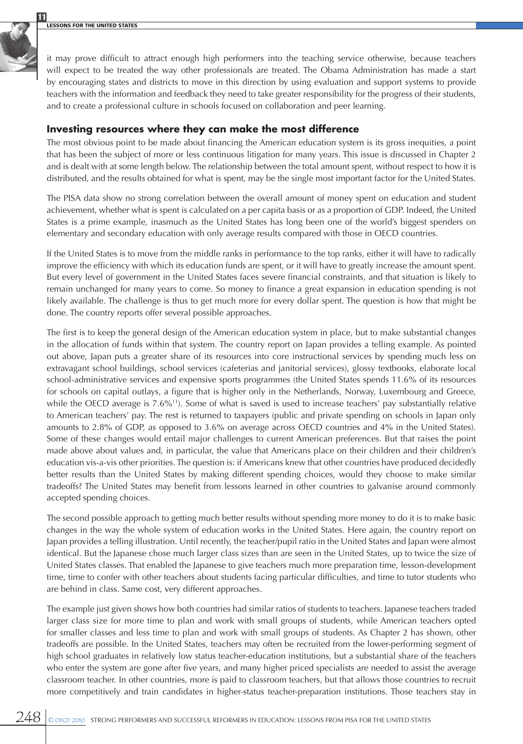it may prove difficult to attract enough high performers into the teaching service otherwise, because teachers will expect to be treated the way other professionals are treated. The Obama Administration has made a start by encouraging states and districts to move in this direction by using evaluation and support systems to provide teachers with the information and feedback they need to take greater responsibility for the progress of their students, and to create a professional culture in schools focused on collaboration and peer learning.

### Investing resources where they can make the most difference

The most obvious point to be made about financing the American education system is its gross inequities, a point that has been the subject of more or less continuous litigation for many years. This issue is discussed in Chapter 2 and is dealt with at some length below. The relationship between the total amount spent, without respect to how it is distributed, and the results obtained for what is spent, may be the single most important factor for the United States.

The PISA data show no strong correlation between the overall amount of money spent on education and student achievement, whether what is spent is calculated on a per capita basis or as a proportion of GDP. Indeed, the United States is a prime example, inasmuch as the United States has long been one of the world's biggest spenders on elementary and secondary education with only average results compared with those in OECD countries.

If the United States is to move from the middle ranks in performance to the top ranks, either it will have to radically improve the efficiency with which its education funds are spent, or it will have to greatly increase the amount spent. But every level of government in the United States faces severe financial constraints, and that situation is likely to remain unchanged for many years to come. So money to finance a great expansion in education spending is not likely available. The challenge is thus to get much more for every dollar spent. The question is how that might be done. The country reports offer several possible approaches.

The first is to keep the general design of the American education system in place, but to make substantial changes in the allocation of funds within that system. The country report on Japan provides a telling example. As pointed out above, Japan puts a greater share of its resources into core instructional services by spending much less on extravagant school buildings, school services (cafeterias and janitorial services), glossy textbooks, elaborate local school-administrative services and expensive sports programmes (the United States spends 11.6% of its resources for schools on capital outlays, a figure that is higher only in the Netherlands, Norway, Luxembourg and Greece, while the OECD average is 7.6%[11]). Some of what is saved is used to increase teachers' pay substantially relative to American teachers' pay. The rest is returned to taxpayers (public and private spending on schools in Japan only amounts to 2.8% of GDP, as opposed to 3.6% on average across OECD countries and 4% in the United States). Some of these changes would entail major challenges to current American preferences. But that raises the point made above about values and, in particular, the value that Americans place on their children and their children's education vis-a-vis other priorities. The question is: if Americans knew that other countries have produced decidedly better results than the United States by making different spending choices, would they choose to make similar tradeoffs? The United States may benefit from lessons learned in other countries to galvanise around commonly accepted spending choices.

The second possible approach to getting much better results without spending more money to do it is to make basic changes in the way the whole system of education works in the United States. Here again, the country report on Japan provides a telling illustration. Until recently, the teacher/pupil ratio in the United States and Japan were almost identical. But the Japanese chose much larger class sizes than are seen in the United States, up to twice the size of United States classes. That enabled the Japanese to give teachers much more preparation time, lesson-development time, time to confer with other teachers about students facing particular difficulties, and time to tutor students who are behind in class. Same cost, very different approaches.

The example just given shows how both countries had similar ratios of students to teachers. Japanese teachers traded larger class size for more time to plan and work with small groups of students, while American teachers opted for smaller classes and less time to plan and work with small groups of students. As Chapter 2 has shown, other tradeoffs are possible. In the United States, teachers may often be recruited from the lower-performing segment of high school graduates in relatively low status teacher-education institutions, but a substantial share of the teachers who enter the system are gone after five years, and many higher priced specialists are needed to assist the average classroom teacher. In other countries, more is paid to classroom teachers, but that allows those countries to recruit more competitively and train candidates in higher-status teacher-preparation institutions. Those teachers stay in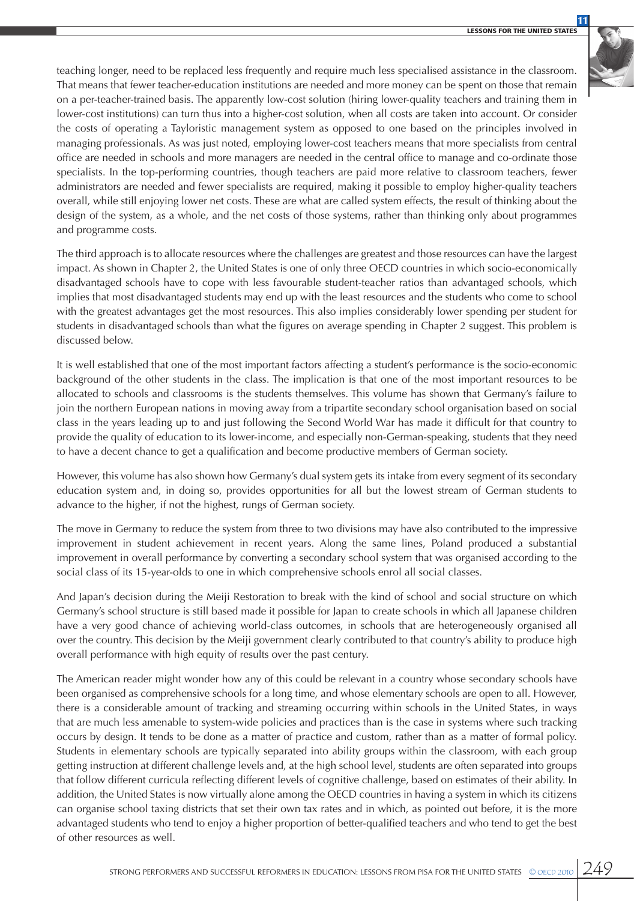teaching longer, need to be replaced less frequently and require much less specialised assistance in the classroom. That means that fewer teacher-education institutions are needed and more money can be spent on those that remain on a per-teacher-trained basis. The apparently low-cost solution (hiring lower-quality teachers and training them in lower-cost institutions) can turn thus into a higher-cost solution, when all costs are taken into account. Or consider the costs of operating a Tayloristic management system as opposed to one based on the principles involved in managing professionals. As was just noted, employing lower-cost teachers means that more specialists from central office are needed in schools and more managers are needed in the central office to manage and co-ordinate those specialists. In the top-performing countries, though teachers are paid more relative to classroom teachers, fewer administrators are needed and fewer specialists are required, making it possible to employ higher-quality teachers overall, while still enjoying lower net costs. These are what are called system effects, the result of thinking about the design of the system, as a whole, and the net costs of those systems, rather than thinking only about programmes and programme costs.

The third approach is to allocate resources where the challenges are greatest and those resources can have the largest impact. As shown in Chapter 2, the United States is one of only three OECD countries in which socio-economically disadvantaged schools have to cope with less favourable student-teacher ratios than advantaged schools, which implies that most disadvantaged students may end up with the least resources and the students who come to school with the greatest advantages get the most resources. This also implies considerably lower spending per student for students in disadvantaged schools than what the figures on average spending in Chapter 2 suggest. This problem is discussed below.

It is well established that one of the most important factors affecting a student's performance is the socio-economic background of the other students in the class. The implication is that one of the most important resources to be allocated to schools and classrooms is the students themselves. This volume has shown that Germany's failure to join the northern European nations in moving away from a tripartite secondary school organisation based on social class in the years leading up to and just following the Second World War has made it difficult for that country to provide the quality of education to its lower-income, and especially non-German-speaking, students that they need to have a decent chance to get a qualification and become productive members of German society.

However, this volume has also shown how Germany's dual system gets its intake from every segment of its secondary education system and, in doing so, provides opportunities for all but the lowest stream of German students to advance to the higher, if not the highest, rungs of German society.

The move in Germany to reduce the system from three to two divisions may have also contributed to the impressive improvement in student achievement in recent years. Along the same lines, Poland produced a substantial improvement in overall performance by converting a secondary school system that was organised according to the social class of its 15-year-olds to one in which comprehensive schools enrol all social classes.

And Japan's decision during the Meiji Restoration to break with the kind of school and social structure on which Germany's school structure is still based made it possible for Japan to create schools in which all Japanese children have a very good chance of achieving world-class outcomes, in schools that are heterogeneously organised all over the country. This decision by the Meiji government clearly contributed to that country's ability to produce high overall performance with high equity of results over the past century.

The American reader might wonder how any of this could be relevant in a country whose secondary schools have been organised as comprehensive schools for a long time, and whose elementary schools are open to all. However, there is a considerable amount of tracking and streaming occurring within schools in the United States, in ways that are much less amenable to system-wide policies and practices than is the case in systems where such tracking occurs by design. It tends to be done as a matter of practice and custom, rather than as a matter of formal policy. Students in elementary schools are typically separated into ability groups within the classroom, with each group getting instruction at different challenge levels and, at the high school level, students are often separated into groups that follow different curricula reflecting different levels of cognitive challenge, based on estimates of their ability. In addition, the United States is now virtually alone among the OECD countries in having a system in which its citizens can organise school taxing districts that set their own tax rates and in which, as pointed out before, it is the more advantaged students who tend to enjoy a higher proportion of better-qualified teachers and who tend to get the best of other resources as well.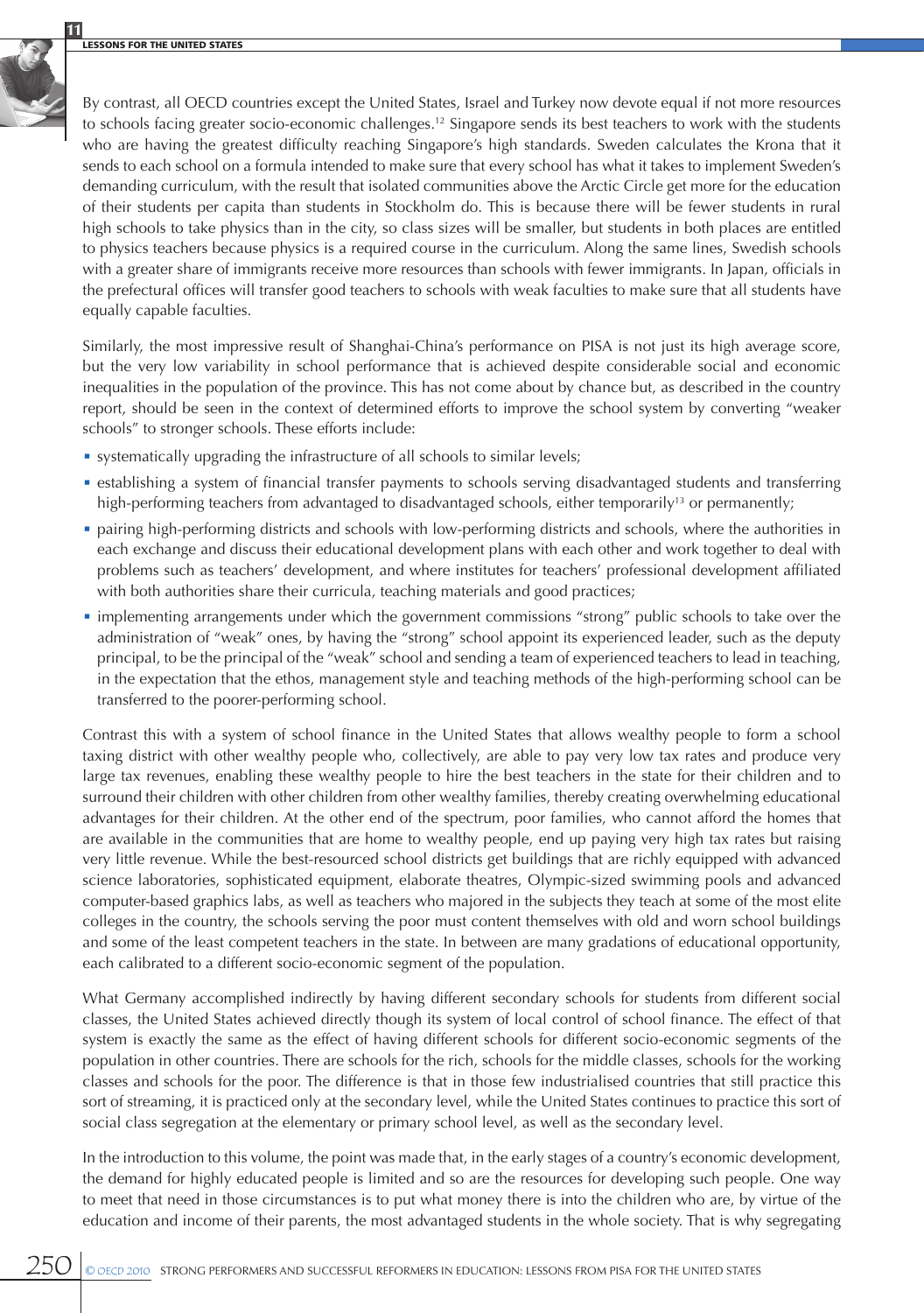By contrast, all OECD countries except the United States, Israel and Turkey now devote equal if not more resources to schools facing greater socio-economic challenges.[12] Singapore sends its best teachers to work with the students who are having the greatest difficulty reaching Singapore's high standards. Sweden calculates the Krona that it sends to each school on a formula intended to make sure that every school has what it takes to implement Sweden's demanding curriculum, with the result that isolated communities above the Arctic Circle get more for the education of their students per capita than students in Stockholm do. This is because there will be fewer students in rural high schools to take physics than in the city, so class sizes will be smaller, but students in both places are entitled to physics teachers because physics is a required course in the curriculum. Along the same lines, Swedish schools with a greater share of immigrants receive more resources than schools with fewer immigrants. In Japan, officials in the prefectural offices will transfer good teachers to schools with weak faculties to make sure that all students have equally capable faculties.

Similarly, the most impressive result of Shanghai-China's performance on PISA is not just its high average score, but the very low variability in school performance that is achieved despite considerable social and economic inequalities in the population of the province. This has not come about by chance but, as described in the country report, should be seen in the context of determined efforts to improve the school system by converting "weaker schools" to stronger schools. These efforts include:

- systematically upgrading the infrastructure of all schools to similar levels;
- establishing a system of financial transfer payments to schools serving disadvantaged students and transferring high-performing teachers from advantaged to disadvantaged schools, either temporarily[13] or permanently;
- pairing high-performing districts and schools with low-performing districts and schools, where the authorities in each exchange and discuss their educational development plans with each other and work together to deal with problems such as teachers' development, and where institutes for teachers' professional development affiliated with both authorities share their curricula, teaching materials and good practices;
- implementing arrangements under which the government commissions "strong" public schools to take over the administration of "weak" ones, by having the "strong" school appoint its experienced leader, such as the deputy principal, to be the principal of the "weak" school and sending a team of experienced teachers to lead in teaching, in the expectation that the ethos, management style and teaching methods of the high-performing school can be transferred to the poorer-performing school.

Contrast this with a system of school finance in the United States that allows wealthy people to form a school taxing district with other wealthy people who, collectively, are able to pay very low tax rates and produce very large tax revenues, enabling these wealthy people to hire the best teachers in the state for their children and to surround their children with other children from other wealthy families, thereby creating overwhelming educational advantages for their children. At the other end of the spectrum, poor families, who cannot afford the homes that are available in the communities that are home to wealthy people, end up paying very high tax rates but raising very little revenue. While the best-resourced school districts get buildings that are richly equipped with advanced science laboratories, sophisticated equipment, elaborate theatres, Olympic-sized swimming pools and advanced computer-based graphics labs, as well as teachers who majored in the subjects they teach at some of the most elite colleges in the country, the schools serving the poor must content themselves with old and worn school buildings and some of the least competent teachers in the state. In between are many gradations of educational opportunity, each calibrated to a different socio-economic segment of the population.

What Germany accomplished indirectly by having different secondary schools for students from different social classes, the United States achieved directly though its system of local control of school finance. The effect of that system is exactly the same as the effect of having different schools for different socio-economic segments of the population in other countries. There are schools for the rich, schools for the middle classes, schools for the working classes and schools for the poor. The difference is that in those few industrialised countries that still practice this sort of streaming, it is practiced only at the secondary level, while the United States continues to practice this sort of social class segregation at the elementary or primary school level, as well as the secondary level.

In the introduction to this volume, the point was made that, in the early stages of a country's economic development, the demand for highly educated people is limited and so are the resources for developing such people. One way to meet that need in those circumstances is to put what money there is into the children who are, by virtue of the education and income of their parents, the most advantaged students in the whole society. That is why segregating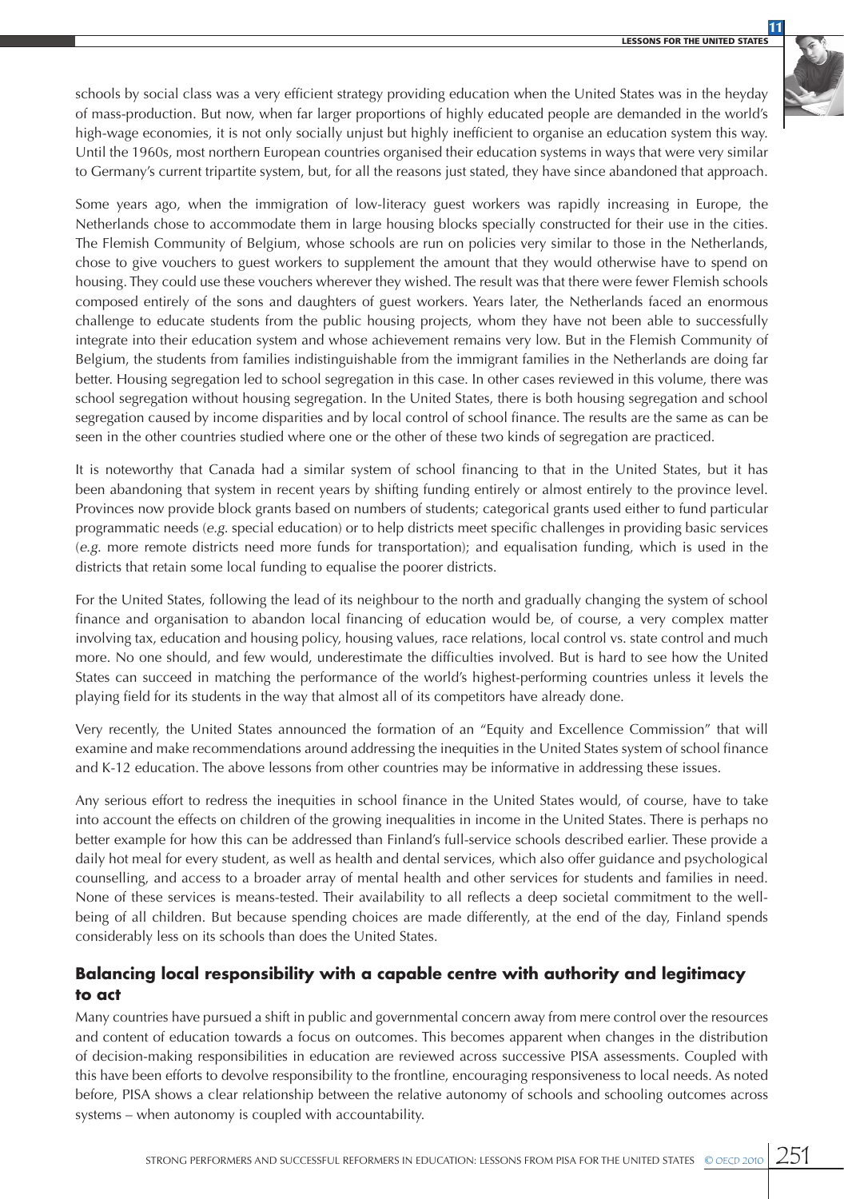schools by social class was a very efficient strategy providing education when the United States was in the heyday of mass-production. But now, when far larger proportions of highly educated people are demanded in the world's high-wage economies, it is not only socially unjust but highly inefficient to organise an education system this way. Until the 1960s, most northern European countries organised their education systems in ways that were very similar to Germany's current tripartite system, but, for all the reasons just stated, they have since abandoned that approach.

Some years ago, when the immigration of low-literacy guest workers was rapidly increasing in Europe, the Netherlands chose to accommodate them in large housing blocks specially constructed for their use in the cities. The Flemish Community of Belgium, whose schools are run on policies very similar to those in the Netherlands, chose to give vouchers to guest workers to supplement the amount that they would otherwise have to spend on housing. They could use these vouchers wherever they wished. The result was that there were fewer Flemish schools composed entirely of the sons and daughters of guest workers. Years later, the Netherlands faced an enormous challenge to educate students from the public housing projects, whom they have not been able to successfully integrate into their education system and whose achievement remains very low. But in the Flemish Community of Belgium, the students from families indistinguishable from the immigrant families in the Netherlands are doing far better. Housing segregation led to school segregation in this case. In other cases reviewed in this volume, there was school segregation without housing segregation. In the United States, there is both housing segregation and school segregation caused by income disparities and by local control of school finance. The results are the same as can be seen in the other countries studied where one or the other of these two kinds of segregation are practiced.

It is noteworthy that Canada had a similar system of school financing to that in the United States, but it has been abandoning that system in recent years by shifting funding entirely or almost entirely to the province level. Provinces now provide block grants based on numbers of students; categorical grants used either to fund particular programmatic needs (*e.g.* special education) or to help districts meet specific challenges in providing basic services (*e.g.* more remote districts need more funds for transportation); and equalisation funding, which is used in the districts that retain some local funding to equalise the poorer districts.

For the United States, following the lead of its neighbour to the north and gradually changing the system of school finance and organisation to abandon local financing of education would be, of course, a very complex matter involving tax, education and housing policy, housing values, race relations, local control vs. state control and much more. No one should, and few would, underestimate the difficulties involved. But is hard to see how the United States can succeed in matching the performance of the world's highest-performing countries unless it levels the playing field for its students in the way that almost all of its competitors have already done.

Very recently, the United States announced the formation of an "Equity and Excellence Commission" that will examine and make recommendations around addressing the inequities in the United States system of school finance and K-12 education. The above lessons from other countries may be informative in addressing these issues.

Any serious effort to redress the inequities in school finance in the United States would, of course, have to take into account the effects on children of the growing inequalities in income in the United States. There is perhaps no better example for how this can be addressed than Finland's full-service schools described earlier. These provide a daily hot meal for every student, as well as health and dental services, which also offer guidance and psychological counselling, and access to a broader array of mental health and other services for students and families in need. None of these services is means-tested. Their availability to all reflects a deep societal commitment to the well-being of all children. But because spending choices are made differently, at the end of the day, Finland spends considerably less on its schools than does the United States.

## Balancing local responsibility with a capable centre with authority and legitimacy to act

Many countries have pursued a shift in public and governmental concern away from mere control over the resources and content of education towards a focus on outcomes. This becomes apparent when changes in the distribution of decision-making responsibilities in education are reviewed across successive PISA assessments. Coupled with this have been efforts to devolve responsibility to the frontline, encouraging responsiveness to local needs. As noted before, PISA shows a clear relationship between the relative autonomy of schools and schooling outcomes across systems – when autonomy is coupled with accountability.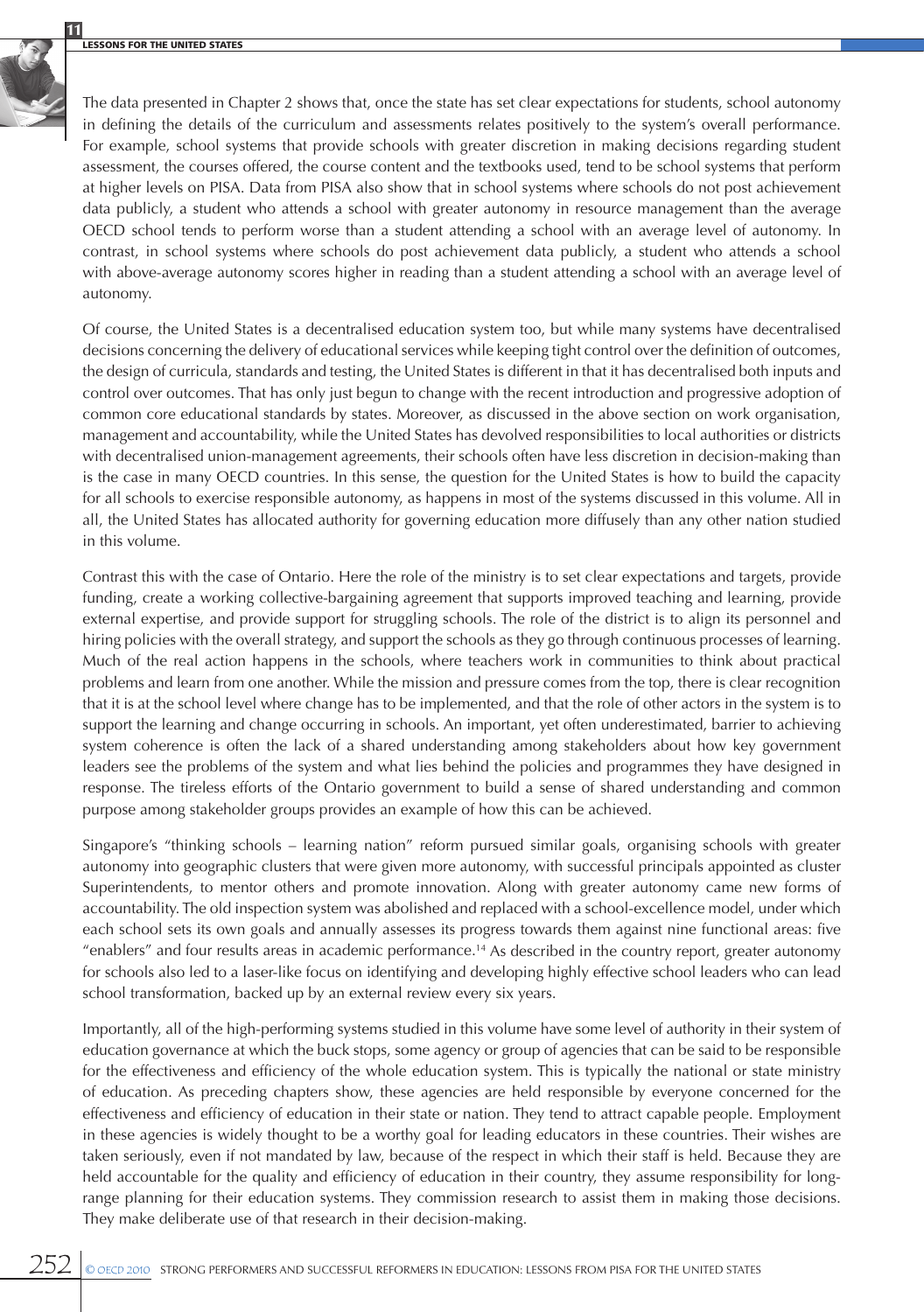The data presented in Chapter 2 shows that, once the state has set clear expectations for students, school autonomy in defining the details of the curriculum and assessments relates positively to the system's overall performance. For example, school systems that provide schools with greater discretion in making decisions regarding student assessment, the courses offered, the course content and the textbooks used, tend to be school systems that perform at higher levels on PISA. Data from PISA also show that in school systems where schools do not post achievement data publicly, a student who attends a school with greater autonomy in resource management than the average OECD school tends to perform worse than a student attending a school with an average level of autonomy. In contrast, in school systems where schools do post achievement data publicly, a student who attends a school with above-average autonomy scores higher in reading than a student attending a school with an average level of autonomy.

Of course, the United States is a decentralised education system too, but while many systems have decentralised decisions concerning the delivery of educational services while keeping tight control over the definition of outcomes, the design of curricula, standards and testing, the United States is different in that it has decentralised both inputs and control over outcomes. That has only just begun to change with the recent introduction and progressive adoption of common core educational standards by states. Moreover, as discussed in the above section on work organisation, management and accountability, while the United States has devolved responsibilities to local authorities or districts with decentralised union-management agreements, their schools often have less discretion in decision-making than is the case in many OECD countries. In this sense, the question for the United States is how to build the capacity for all schools to exercise responsible autonomy, as happens in most of the systems discussed in this volume. All in all, the United States has allocated authority for governing education more diffusely than any other nation studied in this volume.

Contrast this with the case of Ontario. Here the role of the ministry is to set clear expectations and targets, provide funding, create a working collective-bargaining agreement that supports improved teaching and learning, provide external expertise, and provide support for struggling schools. The role of the district is to align its personnel and hiring policies with the overall strategy, and support the schools as they go through continuous processes of learning. Much of the real action happens in the schools, where teachers work in communities to think about practical problems and learn from one another. While the mission and pressure comes from the top, there is clear recognition that it is at the school level where change has to be implemented, and that the role of other actors in the system is to support the learning and change occurring in schools. An important, yet often underestimated, barrier to achieving system coherence is often the lack of a shared understanding among stakeholders about how key government leaders see the problems of the system and what lies behind the policies and programmes they have designed in response. The tireless efforts of the Ontario government to build a sense of shared understanding and common purpose among stakeholder groups provides an example of how this can be achieved.

Singapore's "thinking schools – learning nation" reform pursued similar goals, organising schools with greater autonomy into geographic clusters that were given more autonomy, with successful principals appointed as cluster Superintendents, to mentor others and promote innovation. Along with greater autonomy came new forms of accountability. The old inspection system was abolished and replaced with a school-excellence model, under which each school sets its own goals and annually assesses its progress towards them against nine functional areas: five "enablers" and four results areas in academic performance.[14] As described in the country report, greater autonomy for schools also led to a laser-like focus on identifying and developing highly effective school leaders who can lead school transformation, backed up by an external review every six years.

Importantly, all of the high-performing systems studied in this volume have some level of authority in their system of education governance at which the buck stops, some agency or group of agencies that can be said to be responsible for the effectiveness and efficiency of the whole education system. This is typically the national or state ministry of education. As preceding chapters show, these agencies are held responsible by everyone concerned for the effectiveness and efficiency of education in their state or nation. They tend to attract capable people. Employment in these agencies is widely thought to be a worthy goal for leading educators in these countries. Their wishes are taken seriously, even if not mandated by law, because of the respect in which their staff is held. Because they are held accountable for the quality and efficiency of education in their country, they assume responsibility for long-range planning for their education systems. They commission research to assist them in making those decisions. They make deliberate use of that research in their decision-making.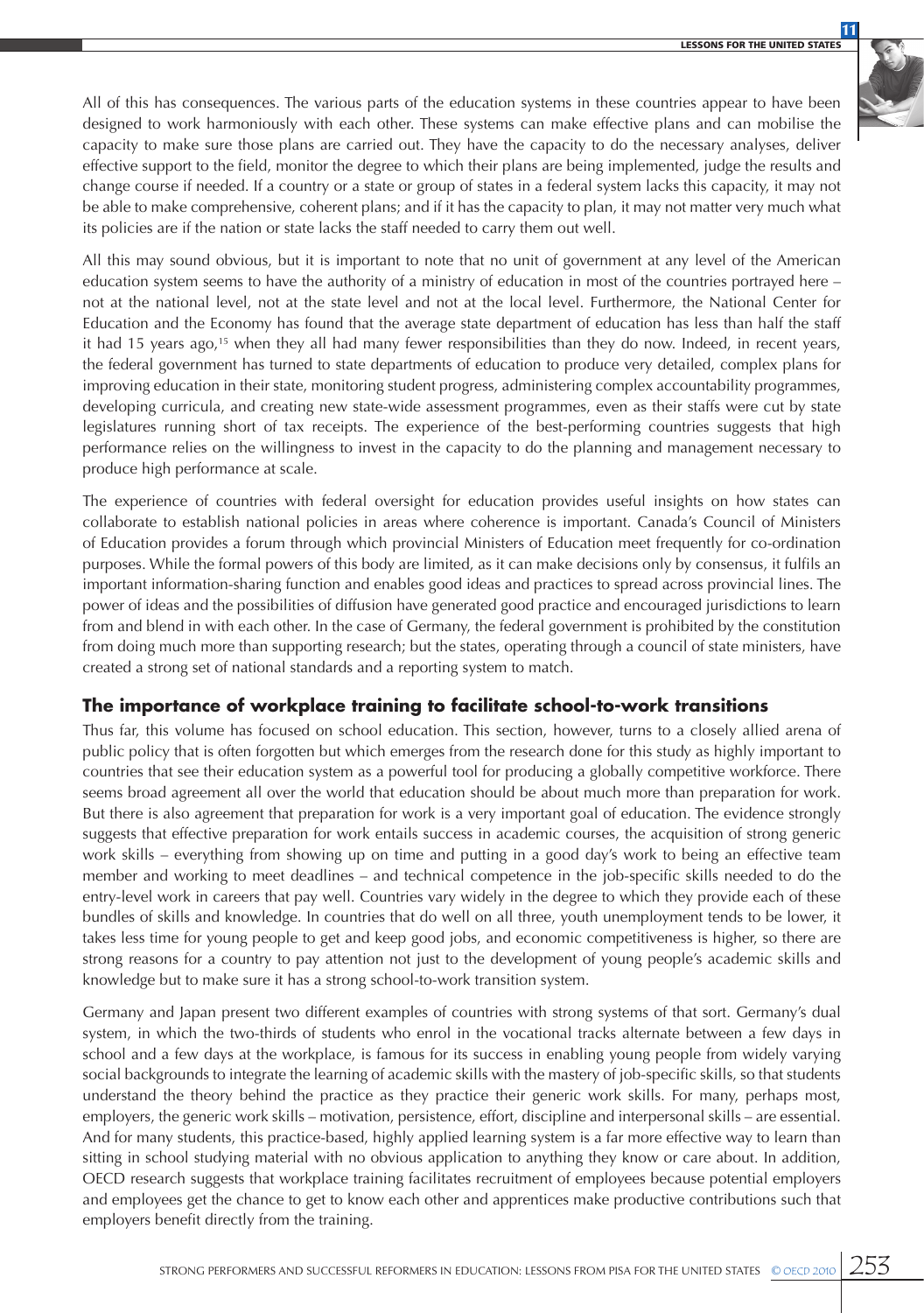All of this has consequences. The various parts of the education systems in these countries appear to have been designed to work harmoniously with each other. These systems can make effective plans and can mobilise the capacity to make sure those plans are carried out. They have the capacity to do the necessary analyses, deliver effective support to the field, monitor the degree to which their plans are being implemented, judge the results and change course if needed. If a country or a state or group of states in a federal system lacks this capacity, it may not be able to make comprehensive, coherent plans; and if it has the capacity to plan, it may not matter very much what its policies are if the nation or state lacks the staff needed to carry them out well.

All this may sound obvious, but it is important to note that no unit of government at any level of the American education system seems to have the authority of a ministry of education in most of the countries portrayed here – not at the national level, not at the state level and not at the local level. Furthermore, the National Center for Education and the Economy has found that the average state department of education has less than half the staff it had 15 years ago,[15] when they all had many fewer responsibilities than they do now. Indeed, in recent years, the federal government has turned to state departments of education to produce very detailed, complex plans for improving education in their state, monitoring student progress, administering complex accountability programmes, developing curricula, and creating new state-wide assessment programmes, even as their staffs were cut by state legislatures running short of tax receipts. The experience of the best-performing countries suggests that high performance relies on the willingness to invest in the capacity to do the planning and management necessary to produce high performance at scale.

The experience of countries with federal oversight for education provides useful insights on how states can collaborate to establish national policies in areas where coherence is important. Canada's Council of Ministers of Education provides a forum through which provincial Ministers of Education meet frequently for co-ordination purposes. While the formal powers of this body are limited, as it can make decisions only by consensus, it fulfils an important information-sharing function and enables good ideas and practices to spread across provincial lines. The power of ideas and the possibilities of diffusion have generated good practice and encouraged jurisdictions to learn from and blend in with each other. In the case of Germany, the federal government is prohibited by the constitution from doing much more than supporting research; but the states, operating through a council of state ministers, have created a strong set of national standards and a reporting system to match.

## The importance of workplace training to facilitate school-to-work transitions

Thus far, this volume has focused on school education. This section, however, turns to a closely allied arena of public policy that is often forgotten but which emerges from the research done for this study as highly important to countries that see their education system as a powerful tool for producing a globally competitive workforce. There seems broad agreement all over the world that education should be about much more than preparation for work. But there is also agreement that preparation for work is a very important goal of education. The evidence strongly suggests that effective preparation for work entails success in academic courses, the acquisition of strong generic work skills – everything from showing up on time and putting in a good day's work to being an effective team member and working to meet deadlines – and technical competence in the job-specific skills needed to do the entry-level work in careers that pay well. Countries vary widely in the degree to which they provide each of these bundles of skills and knowledge. In countries that do well on all three, youth unemployment tends to be lower, it takes less time for young people to get and keep good jobs, and economic competitiveness is higher, so there are strong reasons for a country to pay attention not just to the development of young people's academic skills and knowledge but to make sure it has a strong school-to-work transition system.

Germany and Japan present two different examples of countries with strong systems of that sort. Germany's dual system, in which the two-thirds of students who enrol in the vocational tracks alternate between a few days in school and a few days at the workplace, is famous for its success in enabling young people from widely varying social backgrounds to integrate the learning of academic skills with the mastery of job-specific skills, so that students understand the theory behind the practice as they practice their generic work skills. For many, perhaps most, employers, the generic work skills – motivation, persistence, effort, discipline and interpersonal skills – are essential. And for many students, this practice-based, highly applied learning system is a far more effective way to learn than sitting in school studying material with no obvious application to anything they know or care about. In addition, OECD research suggests that workplace training facilitates recruitment of employees because potential employers and employees get the chance to get to know each other and apprentices make productive contributions such that employers benefit directly from the training.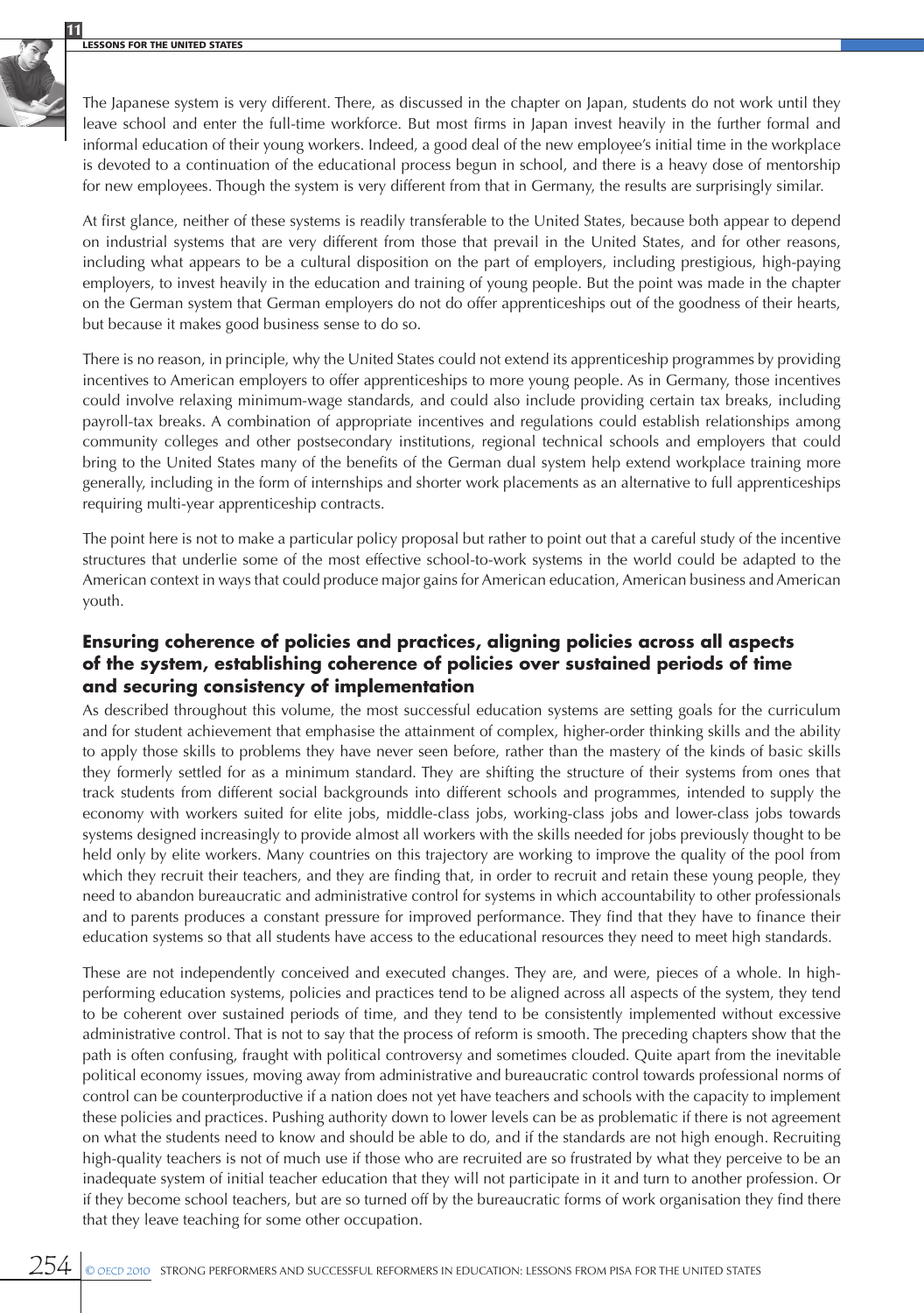The Japanese system is very different. There, as discussed in the chapter on Japan, students do not work until they leave school and enter the full-time workforce. But most firms in Japan invest heavily in the further formal and informal education of their young workers. Indeed, a good deal of the new employee's initial time in the workplace is devoted to a continuation of the educational process begun in school, and there is a heavy dose of mentorship for new employees. Though the system is very different from that in Germany, the results are surprisingly similar.

At first glance, neither of these systems is readily transferable to the United States, because both appear to depend on industrial systems that are very different from those that prevail in the United States, and for other reasons, including what appears to be a cultural disposition on the part of employers, including prestigious, high-paying employers, to invest heavily in the education and training of young people. But the point was made in the chapter on the German system that German employers do not do offer apprenticeships out of the goodness of their hearts, but because it makes good business sense to do so.

There is no reason, in principle, why the United States could not extend its apprenticeship programmes by providing incentives to American employers to offer apprenticeships to more young people. As in Germany, those incentives could involve relaxing minimum-wage standards, and could also include providing certain tax breaks, including payroll-tax breaks. A combination of appropriate incentives and regulations could establish relationships among community colleges and other postsecondary institutions, regional technical schools and employers that could bring to the United States many of the benefits of the German dual system help extend workplace training more generally, including in the form of internships and shorter work placements as an alternative to full apprenticeships requiring multi-year apprenticeship contracts.

The point here is not to make a particular policy proposal but rather to point out that a careful study of the incentive structures that underlie some of the most effective school-to-work systems in the world could be adapted to the American context in ways that could produce major gains for American education, American business and American youth.

## Ensuring coherence of policies and practices, aligning policies across all aspects of the system, establishing coherence of policies over sustained periods of time and securing consistency of implementation

As described throughout this volume, the most successful education systems are setting goals for the curriculum and for student achievement that emphasise the attainment of complex, higher-order thinking skills and the ability to apply those skills to problems they have never seen before, rather than the mastery of the kinds of basic skills they formerly settled for as a minimum standard. They are shifting the structure of their systems from ones that track students from different social backgrounds into different schools and programmes, intended to supply the economy with workers suited for elite jobs, middle-class jobs, working-class jobs and lower-class jobs towards systems designed increasingly to provide almost all workers with the skills needed for jobs previously thought to be held only by elite workers. Many countries on this trajectory are working to improve the quality of the pool from which they recruit their teachers, and they are finding that, in order to recruit and retain these young people, they need to abandon bureaucratic and administrative control for systems in which accountability to other professionals and to parents produces a constant pressure for improved performance. They find that they have to finance their education systems so that all students have access to the educational resources they need to meet high standards.

These are not independently conceived and executed changes. They are, and were, pieces of a whole. In high-performing education systems, policies and practices tend to be aligned across all aspects of the system, they tend to be coherent over sustained periods of time, and they tend to be consistently implemented without excessive administrative control. That is not to say that the process of reform is smooth. The preceding chapters show that the path is often confusing, fraught with political controversy and sometimes clouded. Quite apart from the inevitable political economy issues, moving away from administrative and bureaucratic control towards professional norms of control can be counterproductive if a nation does not yet have teachers and schools with the capacity to implement these policies and practices. Pushing authority down to lower levels can be as problematic if there is not agreement on what the students need to know and should be able to do, and if the standards are not high enough. Recruiting high-quality teachers is not of much use if those who are recruited are so frustrated by what they perceive to be an inadequate system of initial teacher education that they will not participate in it and turn to another profession. Or if they become school teachers, but are so turned off by the bureaucratic forms of work organisation they find there that they leave teaching for some other occupation.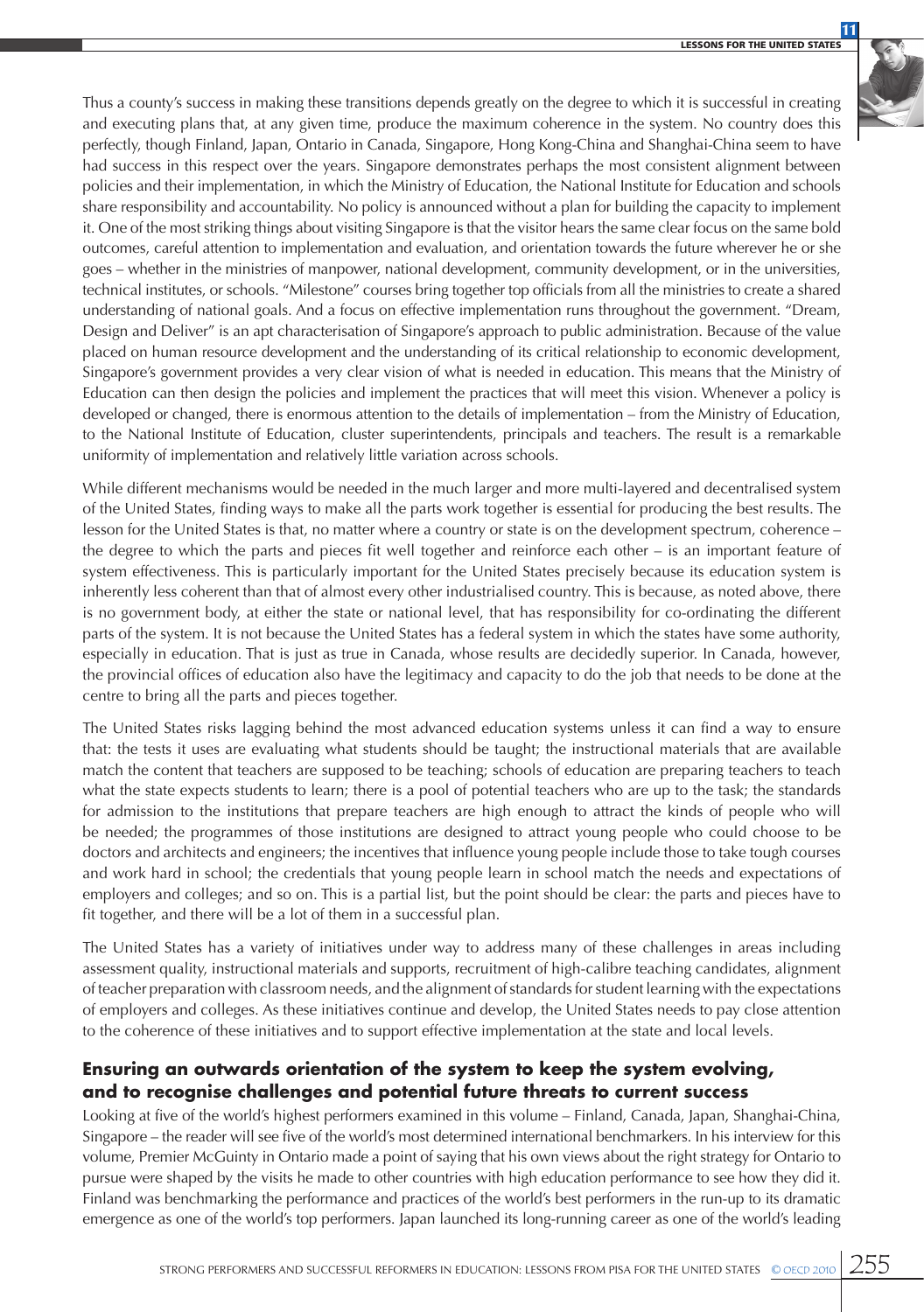Thus a county's success in making these transitions depends greatly on the degree to which it is successful in creating and executing plans that, at any given time, produce the maximum coherence in the system. No country does this perfectly, though Finland, Japan, Ontario in Canada, Singapore, Hong Kong-China and Shanghai-China seem to have had success in this respect over the years. Singapore demonstrates perhaps the most consistent alignment between policies and their implementation, in which the Ministry of Education, the National Institute for Education and schools share responsibility and accountability. No policy is announced without a plan for building the capacity to implement it. One of the most striking things about visiting Singapore is that the visitor hears the same clear focus on the same bold outcomes, careful attention to implementation and evaluation, and orientation towards the future wherever he or she goes – whether in the ministries of manpower, national development, community development, or in the universities, technical institutes, or schools. "Milestone" courses bring together top officials from all the ministries to create a shared understanding of national goals. And a focus on effective implementation runs throughout the government. "Dream, Design and Deliver" is an apt characterisation of Singapore's approach to public administration. Because of the value placed on human resource development and the understanding of its critical relationship to economic development, Singapore's government provides a very clear vision of what is needed in education. This means that the Ministry of Education can then design the policies and implement the practices that will meet this vision. Whenever a policy is developed or changed, there is enormous attention to the details of implementation – from the Ministry of Education, to the National Institute of Education, cluster superintendents, principals and teachers. The result is a remarkable uniformity of implementation and relatively little variation across schools.

While different mechanisms would be needed in the much larger and more multi-layered and decentralised system of the United States, finding ways to make all the parts work together is essential for producing the best results. The lesson for the United States is that, no matter where a country or state is on the development spectrum, coherence – the degree to which the parts and pieces fit well together and reinforce each other – is an important feature of system effectiveness. This is particularly important for the United States precisely because its education system is inherently less coherent than that of almost every other industrialised country. This is because, as noted above, there is no government body, at either the state or national level, that has responsibility for co-ordinating the different parts of the system. It is not because the United States has a federal system in which the states have some authority, especially in education. That is just as true in Canada, whose results are decidedly superior. In Canada, however, the provincial offices of education also have the legitimacy and capacity to do the job that needs to be done at the centre to bring all the parts and pieces together.

The United States risks lagging behind the most advanced education systems unless it can find a way to ensure that: the tests it uses are evaluating what students should be taught; the instructional materials that are available match the content that teachers are supposed to be teaching; schools of education are preparing teachers to teach what the state expects students to learn; there is a pool of potential teachers who are up to the task; the standards for admission to the institutions that prepare teachers are high enough to attract the kinds of people who will be needed; the programmes of those institutions are designed to attract young people who could choose to be doctors and architects and engineers; the incentives that influence young people include those to take tough courses and work hard in school; the credentials that young people learn in school match the needs and expectations of employers and colleges; and so on. This is a partial list, but the point should be clear: the parts and pieces have to fit together, and there will be a lot of them in a successful plan.

The United States has a variety of initiatives under way to address many of these challenges in areas including assessment quality, instructional materials and supports, recruitment of high-calibre teaching candidates, alignment of teacher preparation with classroom needs, and the alignment of standards for student learning with the expectations of employers and colleges. As these initiatives continue and develop, the United States needs to pay close attention to the coherence of these initiatives and to support effective implementation at the state and local levels.

## Ensuring an outwards orientation of the system to keep the system evolving, and to recognise challenges and potential future threats to current success

Looking at five of the world's highest performers examined in this volume – Finland, Canada, Japan, Shanghai-China, Singapore – the reader will see five of the world's most determined international benchmarkers. In his interview for this volume, Premier McGuinty in Ontario made a point of saying that his own views about the right strategy for Ontario to pursue were shaped by the visits he made to other countries with high education performance to see how they did it. Finland was benchmarking the performance and practices of the world's best performers in the run-up to its dramatic emergence as one of the world's top performers. Japan launched its long-running career as one of the world's leading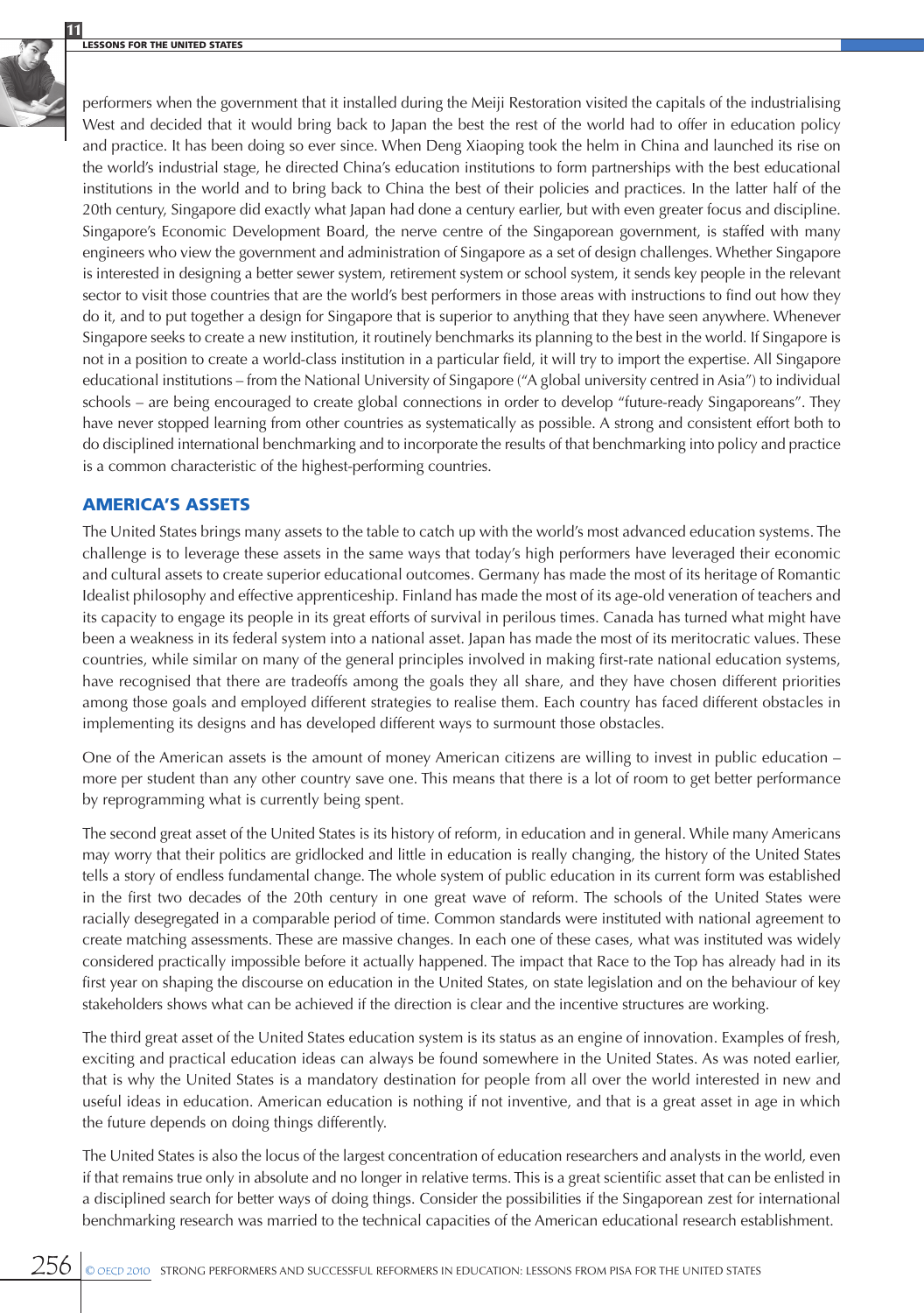performers when the government that it installed during the Meiji Restoration visited the capitals of the industrialising West and decided that it would bring back to Japan the best the rest of the world had to offer in education policy and practice. It has been doing so ever since. When Deng Xiaoping took the helm in China and launched its rise on the world's industrial stage, he directed China's education institutions to form partnerships with the best educational institutions in the world and to bring back to China the best of their policies and practices. In the latter half of the 20th century, Singapore did exactly what Japan had done a century earlier, but with even greater focus and discipline. Singapore's Economic Development Board, the nerve centre of the Singaporean government, is staffed with many engineers who view the government and administration of Singapore as a set of design challenges. Whether Singapore is interested in designing a better sewer system, retirement system or school system, it sends key people in the relevant sector to visit those countries that are the world's best performers in those areas with instructions to find out how they do it, and to put together a design for Singapore that is superior to anything that they have seen anywhere. Whenever Singapore seeks to create a new institution, it routinely benchmarks its planning to the best in the world. If Singapore is not in a position to create a world-class institution in a particular field, it will try to import the expertise. All Singapore educational institutions – from the National University of Singapore ("A global university centred in Asia") to individual schools – are being encouraged to create global connections in order to develop "future-ready Singaporeans". They have never stopped learning from other countries as systematically as possible. A strong and consistent effort both to do disciplined international benchmarking and to incorporate the results of that benchmarking into policy and practice is a common characteristic of the highest-performing countries.

## AMERICA'S ASSETS

The United States brings many assets to the table to catch up with the world's most advanced education systems. The challenge is to leverage these assets in the same ways that today's high performers have leveraged their economic and cultural assets to create superior educational outcomes. Germany has made the most of its heritage of Romantic Idealist philosophy and effective apprenticeship. Finland has made the most of its age-old veneration of teachers and its capacity to engage its people in its great efforts of survival in perilous times. Canada has turned what might have been a weakness in its federal system into a national asset. Japan has made the most of its meritocratic values. These countries, while similar on many of the general principles involved in making first-rate national education systems, have recognised that there are tradeoffs among the goals they all share, and they have chosen different priorities among those goals and employed different strategies to realise them. Each country has faced different obstacles in implementing its designs and has developed different ways to surmount those obstacles.

One of the American assets is the amount of money American citizens are willing to invest in public education – more per student than any other country save one. This means that there is a lot of room to get better performance by reprogramming what is currently being spent.

The second great asset of the United States is its history of reform, in education and in general. While many Americans may worry that their politics are gridlocked and little in education is really changing, the history of the United States tells a story of endless fundamental change. The whole system of public education in its current form was established in the first two decades of the 20th century in one great wave of reform. The schools of the United States were racially desegregated in a comparable period of time. Common standards were instituted with national agreement to create matching assessments. These are massive changes. In each one of these cases, what was instituted was widely considered practically impossible before it actually happened. The impact that Race to the Top has already had in its first year on shaping the discourse on education in the United States, on state legislation and on the behaviour of key stakeholders shows what can be achieved if the direction is clear and the incentive structures are working.

The third great asset of the United States education system is its status as an engine of innovation. Examples of fresh, exciting and practical education ideas can always be found somewhere in the United States. As was noted earlier, that is why the United States is a mandatory destination for people from all over the world interested in new and useful ideas in education. American education is nothing if not inventive, and that is a great asset in age in which the future depends on doing things differently.

The United States is also the locus of the largest concentration of education researchers and analysts in the world, even if that remains true only in absolute and no longer in relative terms. This is a great scientific asset that can be enlisted in a disciplined search for better ways of doing things. Consider the possibilities if the Singaporean zest for international benchmarking research was married to the technical capacities of the American educational research establishment.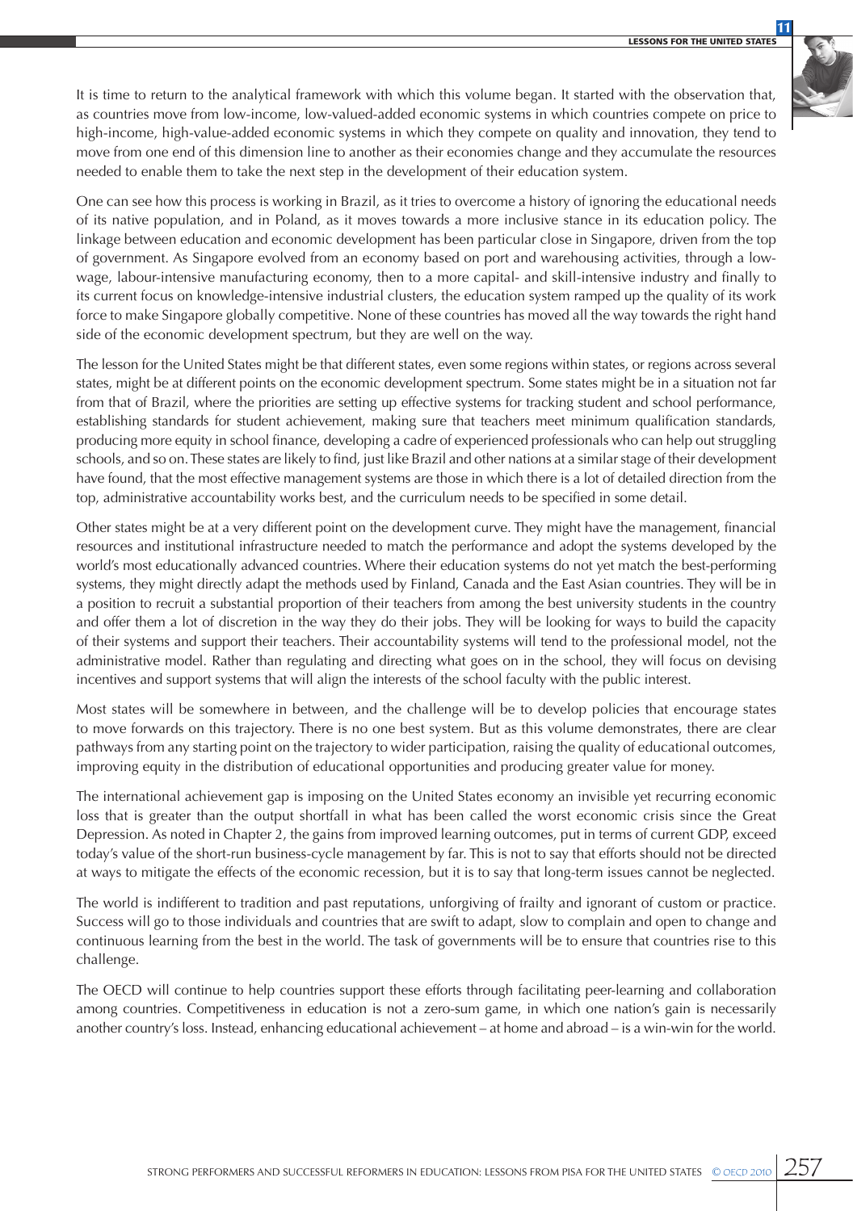It is time to return to the analytical framework with which this volume began. It started with the observation that, as countries move from low-income, low-valued-added economic systems in which countries compete on price to high-income, high-value-added economic systems in which they compete on quality and innovation, they tend to move from one end of this dimension line to another as their economies change and they accumulate the resources needed to enable them to take the next step in the development of their education system.

One can see how this process is working in Brazil, as it tries to overcome a history of ignoring the educational needs of its native population, and in Poland, as it moves towards a more inclusive stance in its education policy. The linkage between education and economic development has been particular close in Singapore, driven from the top of government. As Singapore evolved from an economy based on port and warehousing activities, through a low-wage, labour-intensive manufacturing economy, then to a more capital- and skill-intensive industry and finally to its current focus on knowledge-intensive industrial clusters, the education system ramped up the quality of its work force to make Singapore globally competitive. None of these countries has moved all the way towards the right hand side of the economic development spectrum, but they are well on the way.

The lesson for the United States might be that different states, even some regions within states, or regions across several states, might be at different points on the economic development spectrum. Some states might be in a situation not far from that of Brazil, where the priorities are setting up effective systems for tracking student and school performance, establishing standards for student achievement, making sure that teachers meet minimum qualification standards, producing more equity in school finance, developing a cadre of experienced professionals who can help out struggling schools, and so on. These states are likely to find, just like Brazil and other nations at a similar stage of their development have found, that the most effective management systems are those in which there is a lot of detailed direction from the top, administrative accountability works best, and the curriculum needs to be specified in some detail.

Other states might be at a very different point on the development curve. They might have the management, financial resources and institutional infrastructure needed to match the performance and adopt the systems developed by the world's most educationally advanced countries. Where their education systems do not yet match the best-performing systems, they might directly adapt the methods used by Finland, Canada and the East Asian countries. They will be in a position to recruit a substantial proportion of their teachers from among the best university students in the country and offer them a lot of discretion in the way they do their jobs. They will be looking for ways to build the capacity of their systems and support their teachers. Their accountability systems will tend to the professional model, not the administrative model. Rather than regulating and directing what goes on in the school, they will focus on devising incentives and support systems that will align the interests of the school faculty with the public interest.

Most states will be somewhere in between, and the challenge will be to develop policies that encourage states to move forwards on this trajectory. There is no one best system. But as this volume demonstrates, there are clear pathways from any starting point on the trajectory to wider participation, raising the quality of educational outcomes, improving equity in the distribution of educational opportunities and producing greater value for money.

The international achievement gap is imposing on the United States economy an invisible yet recurring economic loss that is greater than the output shortfall in what has been called the worst economic crisis since the Great Depression. As noted in Chapter 2, the gains from improved learning outcomes, put in terms of current GDP, exceed today's value of the short-run business-cycle management by far. This is not to say that efforts should not be directed at ways to mitigate the effects of the economic recession, but it is to say that long-term issues cannot be neglected.

The world is indifferent to tradition and past reputations, unforgiving of frailty and ignorant of custom or practice. Success will go to those individuals and countries that are swift to adapt, slow to complain and open to change and continuous learning from the best in the world. The task of governments will be to ensure that countries rise to this challenge.

The OECD will continue to help countries support these efforts through facilitating peer-learning and collaboration among countries. Competitiveness in education is not a zero-sum game, in which one nation's gain is necessarily another country's loss. Instead, enhancing educational achievement – at home and abroad – is a win-win for the world.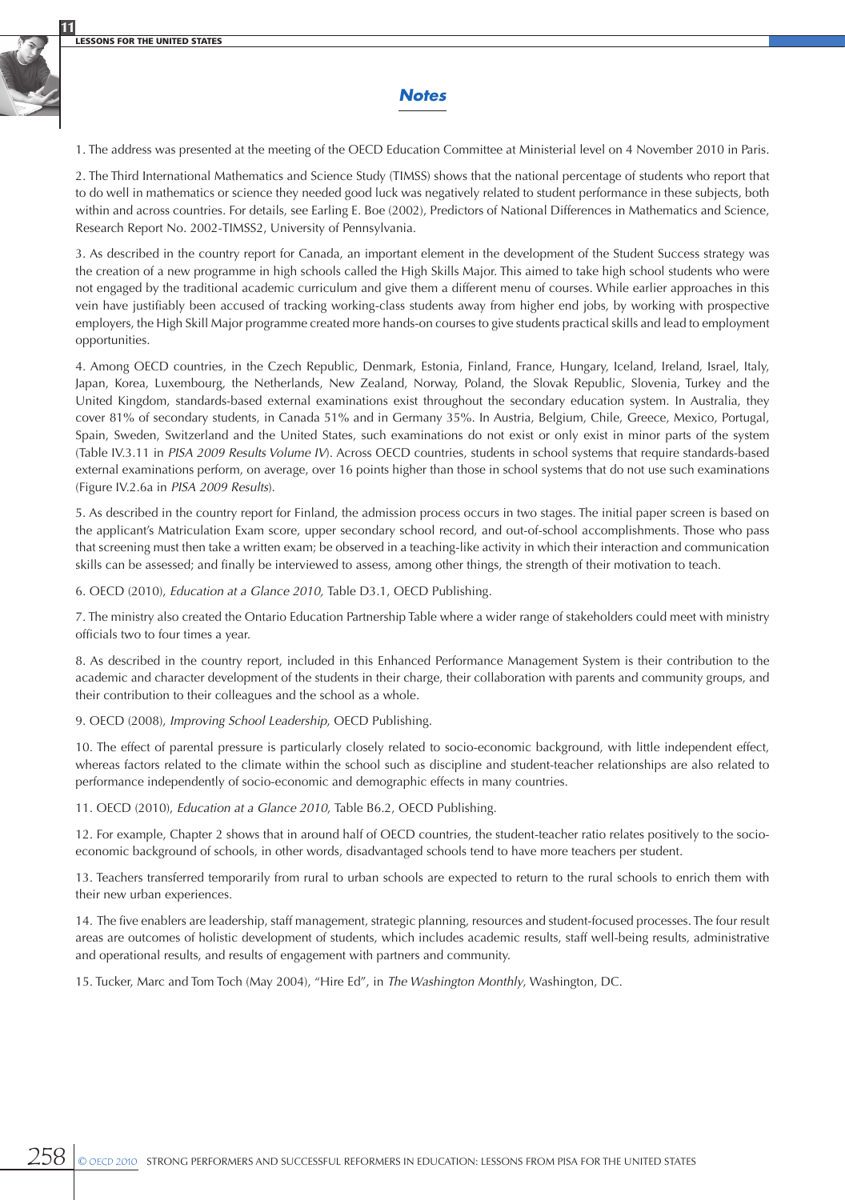## *Notes*

1. The address was presented at the meeting of the OECD Education Committee at Ministerial level on 4 November 2010 in Paris.

2. The Third International Mathematics and Science Study (TIMSS) shows that the national percentage of students who report that to do well in mathematics or science they needed good luck was negatively related to student performance in these subjects, both within and across countries. For details, see Earling E. Boe (2002), Predictors of National Differences in Mathematics and Science, Research Report No. 2002-TIMSS2, University of Pennsylvania.

3. As described in the country report for Canada, an important element in the development of the Student Success strategy was the creation of a new programme in high schools called the High Skills Major. This aimed to take high school students who were not engaged by the traditional academic curriculum and give them a different menu of courses. While earlier approaches in this vein have justifiably been accused of tracking working-class students away from higher end jobs, by working with prospective employers, the High Skill Major programme created more hands-on courses to give students practical skills and lead to employment opportunities.

4. Among OECD countries, in the Czech Republic, Denmark, Estonia, Finland, France, Hungary, Iceland, Ireland, Israel, Italy, Japan, Korea, Luxembourg, the Netherlands, New Zealand, Norway, Poland, the Slovak Republic, Slovenia, Turkey and the United Kingdom, standards-based external examinations exist throughout the secondary education system. In Australia, they cover 81% of secondary students, in Canada 51% and in Germany 35%. In Austria, Belgium, Chile, Greece, Mexico, Portugal, Spain, Sweden, Switzerland and the United States, such examinations do not exist or only exist in minor parts of the system (Table IV.3.11 in *PISA 2009 Results Volume IV*). Across OECD countries, students in school systems that require standards-based external examinations perform, on average, over 16 points higher than those in school systems that do not use such examinations (Figure IV.2.6a in *PISA 2009 Results*).

5. As described in the country report for Finland, the admission process occurs in two stages. The initial paper screen is based on the applicant's Matriculation Exam score, upper secondary school record, and out-of-school accomplishments. Those who pass that screening must then take a written exam; be observed in a teaching-like activity in which their interaction and communication skills can be assessed; and finally be interviewed to assess, among other things, the strength of their motivation to teach.

6. OECD (2010), *Education at a Glance 2010,* Table D3.1, OECD Publishing.

7. The ministry also created the Ontario Education Partnership Table where a wider range of stakeholders could meet with ministry officials two to four times a year.

8. As described in the country report, included in this Enhanced Performance Management System is their contribution to the academic and character development of the students in their charge, their collaboration with parents and community groups, and their contribution to their colleagues and the school as a whole.

9. OECD (2008), *Improving School Leadership*, OECD Publishing.

10. The effect of parental pressure is particularly closely related to socio-economic background, with little independent effect, whereas factors related to the climate within the school such as discipline and student-teacher relationships are also related to performance independently of socio-economic and demographic effects in many countries.

11. OECD (2010), *Education at a Glance 2010*, Table B6.2, OECD Publishing.

12. For example, Chapter 2 shows that in around half of OECD countries, the student-teacher ratio relates positively to the socio-economic background of schools, in other words, disadvantaged schools tend to have more teachers per student.

13. Teachers transferred temporarily from rural to urban schools are expected to return to the rural schools to enrich them with their new urban experiences.

14. The five enablers are leadership, staff management, strategic planning, resources and student-focused processes. The four result areas are outcomes of holistic development of students, which includes academic results, staff well-being results, administrative and operational results, and results of engagement with partners and community.

15. Tucker, Marc and Tom Toch (May 2004), "Hire Ed", in *The Washington Monthly*, Washington, DC.